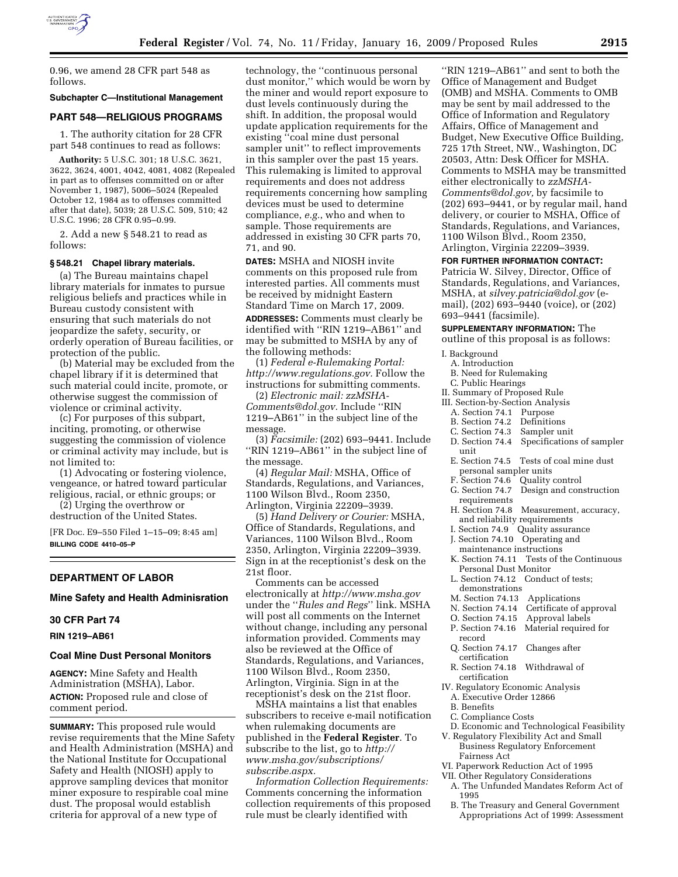0.96, we amend 28 CFR part 548 as follows.

**Subchapter C—Institutional Management**

## PART 548—RELIGIOUS PROGRAMS

1. The authority citation for 28 CFR part 548 continues to read as follows:

**Authority:** 5 U.S.C. 301; 18 U.S.C. 3621, 3622, 3624, 4001, 4042, 4081, 4082 (Repealed in part as to offenses committed on or after November 1, 1987), 5006–5024 (Repealed October 12, 1984 as to offenses committed after that date), 5039; 28 U.S.C. 509, 510; 42 U.S.C. 1996; 28 CFR 0.95–0.99.

2. Add a new § 548.21 to read as follows:

**§ 548.21 Chapel library materials.**

(a) The Bureau maintains chapel library materials for inmates to pursue religious beliefs and practices while in Bureau custody consistent with ensuring that such materials do not jeopardize the safety, security, or orderly operation of Bureau facilities, or protection of the public.

(b) Material may be excluded from the chapel library if it is determined that such material could incite, promote, or otherwise suggest the commission of violence or criminal activity.

(c) For purposes of this subpart, inciting, promoting, or otherwise suggesting the commission of violence or criminal activity may include, but is not limited to:

(1) Advocating or fostering violence, vengeance, or hatred toward particular religious, racial, or ethnic groups; or

(2) Urging the overthrow or destruction of the United States.

[FR Doc. E9–550 Filed 1–15–09; 8:45 am]

**BILLING CODE 4410–05–P**

---

## DEPARTMENT OF LABOR

### Mine Safety and Health Adminisration

### 30 CFR Part 74

### RIN 1219–AB61

### Coal Mine Dust Personal Monitors

**AGENCY:** Mine Safety and Health Administration (MSHA), Labor.

**ACTION:** Proposed rule and close of comment period.

**SUMMARY:** This proposed rule would revise requirements that the Mine Safety and Health Administration (MSHA) and the National Institute for Occupational Safety and Health (NIOSH) apply to approve sampling devices that monitor miner exposure to respirable coal mine dust. The proposal would establish criteria for approval of a new type of technology, the ''continuous personal dust monitor,'' which would be worn by the miner and would report exposure to dust levels continuously during the shift. In addition, the proposal would update application requirements for the existing ''coal mine dust personal sampler unit'' to reflect improvements in this sampler over the past 15 years. This rulemaking is limited to approval requirements and does not address requirements concerning how sampling devices must be used to determine compliance, *e.g.*, who and when to sample. Those requirements are addressed in existing 30 CFR parts 70, 71, and 90.

**DATES:** MSHA and NIOSH invite comments on this proposed rule from interested parties. All comments must be received by midnight Eastern Standard Time on March 17, 2009.

**ADDRESSES:** Comments must clearly be identified with ''RIN 1219–AB61'' and may be submitted to MSHA by any of the following methods:

(1) *Federal e-Rulemaking Portal: http://www.regulations.gov.* Follow the instructions for submitting comments.

(2) *Electronic mail: zzMSHA-Comments@dol.gov.* Include ''RIN 1219–AB61'' in the subject line of the message.

(3) *Facsimile:* (202) 693–9441. Include ''RIN 1219–AB61'' in the subject line of the message.

(4) *Regular Mail:* MSHA, Office of Standards, Regulations, and Variances, 1100 Wilson Blvd., Room 2350, Arlington, Virginia 22209–3939.

(5) *Hand Delivery or Courier:* MSHA, Office of Standards, Regulations, and Variances, 1100 Wilson Blvd., Room 2350, Arlington, Virginia 22209–3939. Sign in at the receptionist's desk on the 21st floor.

Comments can be accessed electronically at *http://www.msha.gov* under the ''*Rules and Regs*'' link. MSHA will post all comments on the Internet without change, including any personal information provided. Comments may also be reviewed at the Office of Standards, Regulations, and Variances, 1100 Wilson Blvd., Room 2350, Arlington, Virginia. Sign in at the receptionist's desk on the 21st floor.

MSHA maintains a list that enables subscribers to receive e-mail notification when rulemaking documents are published in the **Federal Register**. To subscribe to the list, go to *http://www.msha.gov/subscriptions/subscribe.aspx*.

*Information Collection Requirements:* Comments concerning the information collection requirements of this proposed rule must be clearly identified with ''RIN 1219–AB61'' and sent to both the Office of Management and Budget (OMB) and MSHA. Comments to OMB may be sent by mail addressed to the Office of Information and Regulatory Affairs, Office of Management and Budget, New Executive Office Building, 725 17th Street, NW., Washington, DC 20503, Attn: Desk Officer for MSHA. Comments to MSHA may be transmitted either electronically to *zzMSHA-Comments@dol.gov*, by facsimile to (202) 693–9441, or by regular mail, hand delivery, or courier to MSHA, Office of Standards, Regulations, and Variances, 1100 Wilson Blvd., Room 2350, Arlington, Virginia 22209–3939.

**FOR FURTHER INFORMATION CONTACT:** Patricia W. Silvey, Director, Office of Standards, Regulations, and Variances, MSHA, at *silvey.patricia@dol.gov* (e-mail), (202) 693–9440 (voice), or (202) 693–9441 (facsimile).

**SUPPLEMENTARY INFORMATION:** The outline of this proposal is as follows:

I. Background
  A. Introduction
  B. Need for Rulemaking
  C. Public Hearings
II. Summary of Proposed Rule
III. Section-by-Section Analysis
  A. Section 74.1 Purpose
  B. Section 74.2 Definitions
  C. Section 74.3 Sampler unit
  D. Section 74.4 Specifications of sampler unit
  E. Section 74.5 Tests of coal mine dust personal sampler units
  F. Section 74.6 Quality control
  G. Section 74.7 Design and construction requirements
  H. Section 74.8 Measurement, accuracy, and reliability requirements
  I. Section 74.9 Quality assurance
  J. Section 74.10 Operating and maintenance instructions
  K. Section 74.11 Tests of the Continuous Personal Dust Monitor
  L. Section 74.12 Conduct of tests; demonstrations
  M. Section 74.13 Applications
  N. Section 74.14 Certificate of approval
  O. Section 74.15 Approval labels
  P. Section 74.16 Material required for record
  Q. Section 74.17 Changes after certification
  R. Section 74.18 Withdrawal of certification
IV. Regulatory Economic Analysis
  A. Executive Order 12866
  B. Benefits
  C. Compliance Costs
  D. Economic and Technological Feasibility
V. Regulatory Flexibility Act and Small Business Regulatory Enforcement Fairness Act
VI. Paperwork Reduction Act of 1995
VII. Other Regulatory Considerations
  A. The Unfunded Mandates Reform Act of 1995
  B. The Treasury and General Government Appropriations Act of 1999: Assessment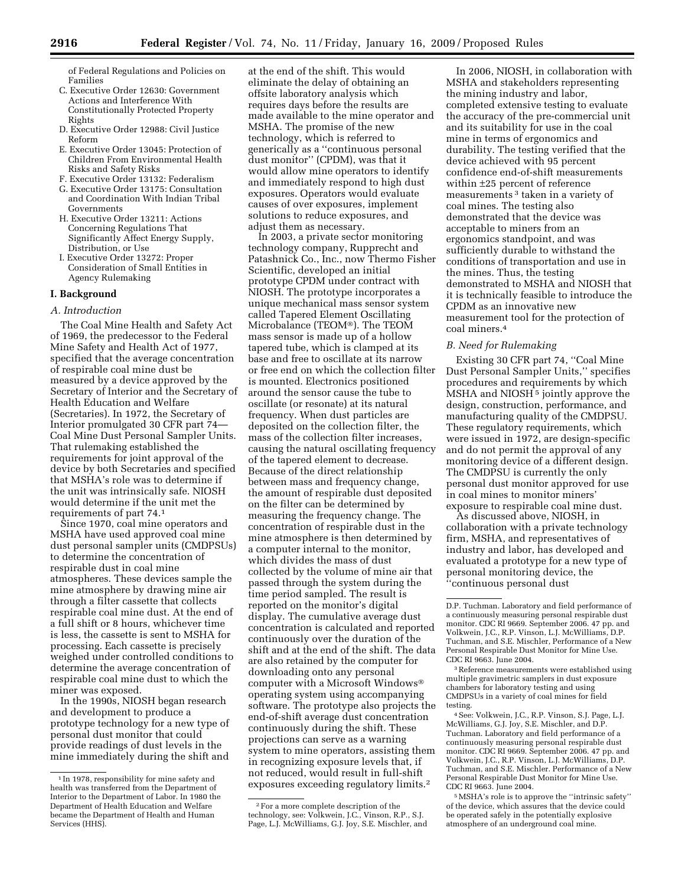of Federal Regulations and Policies on Families

C. Executive Order 12630: Government Actions and Interference With Constitutionally Protected Property Rights

D. Executive Order 12988: Civil Justice Reform

E. Executive Order 13045: Protection of Children From Environmental Health Risks and Safety Risks

F. Executive Order 13132: Federalism

G. Executive Order 13175: Consultation and Coordination With Indian Tribal Governments

H. Executive Order 13211: Actions Concerning Regulations That Significantly Affect Energy Supply, Distribution, or Use

I. Executive Order 13272: Proper Consideration of Small Entities in Agency Rulemaking

## I. Background

### *A. Introduction*

The Coal Mine Health and Safety Act of 1969, the predecessor to the Federal Mine Safety and Health Act of 1977, specified that the average concentration of respirable coal mine dust be measured by a device approved by the Secretary of Interior and the Secretary of Health Education and Welfare (Secretaries). In 1972, the Secretary of Interior promulgated 30 CFR part 74—Coal Mine Dust Personal Sampler Units. That rulemaking established the requirements for joint approval of the device by both Secretaries and specified that MSHA's role was to determine if the unit was intrinsically safe. NIOSH would determine if the unit met the requirements of part 74.[1]

Since 1970, coal mine operators and MSHA have used approved coal mine dust personal sampler units (CMDPSUs) to determine the concentration of respirable dust in coal mine atmospheres. These devices sample the mine atmosphere by drawing mine air through a filter cassette that collects respirable coal mine dust. At the end of a full shift or 8 hours, whichever time is less, the cassette is sent to MSHA for processing. Each cassette is precisely weighed under controlled conditions to determine the average concentration of respirable coal mine dust to which the miner was exposed.

In the 1990s, NIOSH began research and development to produce a prototype technology for a new type of personal dust monitor that could provide readings of dust levels in the mine immediately during the shift and at the end of the shift. This would eliminate the delay of obtaining an offsite laboratory analysis which requires days before the results are made available to the mine operator and MSHA. The promise of the new technology, which is referred to generically as a ''continuous personal dust monitor'' (CPDM), was that it would allow mine operators to identify and immediately respond to high dust exposures. Operators would evaluate causes of over exposures, implement solutions to reduce exposures, and adjust them as necessary.

In 2003, a private sector monitoring technology company, Rupprecht and Patashnick Co., Inc., now Thermo Fisher Scientific, developed an initial prototype CPDM under contract with NIOSH. The prototype incorporates a unique mechanical mass sensor system called Tapered Element Oscillating Microbalance (TEOM®). The TEOM mass sensor is made up of a hollow tapered tube, which is clamped at its base and free to oscillate at its narrow or free end on which the collection filter is mounted. Electronics positioned around the sensor cause the tube to oscillate (or resonate) at its natural frequency. When dust particles are deposited on the collection filter, the mass of the collection filter increases, causing the natural oscillating frequency of the tapered element to decrease. Because of the direct relationship between mass and frequency change, the amount of respirable dust deposited on the filter can be determined by measuring the frequency change. The concentration of respirable dust in the mine atmosphere is then determined by a computer internal to the monitor, which divides the mass of dust collected by the volume of mine air that passed through the system during the time period sampled. The result is reported on the monitor's digital display. The cumulative average dust concentration is calculated and reported continuously over the duration of the shift and at the end of the shift. The data are also retained by the computer for downloading onto any personal computer with a Microsoft Windows® operating system using accompanying software. The prototype also projects the end-of-shift average dust concentration continuously during the shift. These projections can serve as a warning system to mine operators, assisting them in recognizing exposure levels that, if not reduced, would result in full-shift exposures exceeding regulatory limits.[2]

In 2006, NIOSH, in collaboration with MSHA and stakeholders representing the mining industry and labor, completed extensive testing to evaluate the accuracy of the pre-commercial unit and its suitability for use in the coal mine in terms of ergonomics and durability. The testing verified that the device achieved with 95 percent confidence end-of-shift measurements within ±25 percent of reference measurements[3] taken in a variety of coal mines. The testing also demonstrated that the device was acceptable to miners from an ergonomics standpoint, and was sufficiently durable to withstand the conditions of transportation and use in the mines. Thus, the testing demonstrated to MSHA and NIOSH that it is technically feasible to introduce the CPDM as an innovative new measurement tool for the protection of coal miners.[4]

### *B. Need for Rulemaking*

Existing 30 CFR part 74, ''Coal Mine Dust Personal Sampler Units,'' specifies procedures and requirements by which MSHA and NIOSH[5] jointly approve the design, construction, performance, and manufacturing quality of the CMDPSU. These regulatory requirements, which were issued in 1972, are design-specific and do not permit the approval of any monitoring device of a different design. The CMDPSU is currently the only personal dust monitor approved for use in coal mines to monitor miners' exposure to respirable coal mine dust.

As discussed above, NIOSH, in collaboration with a private technology firm, MSHA, and representatives of industry and labor, has developed and evaluated a prototype for a new type of personal monitoring device, the ''continuous personal dust

---

[1] In 1978, responsibility for mine safety and health was transferred from the Department of Interior to the Department of Labor. In 1980 the Department of Health Education and Welfare became the Department of Health and Human Services (HHS).

[2] For a more complete description of the technology, see: Volkwein, J.C., Vinson, R.P., S.J. Page, L.J. McWilliams, G.J. Joy, S.E. Mischler, and D.P. Tuchman. Laboratory and field performance of a continuously measuring personal respirable dust monitor. CDC RI 9669. September 2006. 47 pp. and Volkwein, J.C., R.P. Vinson, L.J. McWilliams, D.P. Tuchman, and S.E. Mischler, Performance of a New Personal Respirable Dust Monitor for Mine Use. CDC RI 9663. June 2004.

[3] Reference measurements were established using multiple gravimetric samplers in dust exposure chambers for laboratory testing and using CMDPSUs in a variety of coal mines for field testing.

[4] See: Volkwein, J.C., R.P. Vinson, S.J. Page, L.J. McWilliams, G.J. Joy, S.E. Mischler, and D.P. Tuchman. Laboratory and field performance of a continuously measuring personal respirable dust monitor. CDC RI 9669. September 2006. 47 pp. and Volkwein, J.C., R.P. Vinson, L.J. McWilliams, D.P. Tuchman, and S.E. Mischler. Performance of a New Personal Respirable Dust Monitor for Mine Use. CDC RI 9663. June 2004.

[5] MSHA's role is to approve the ''intrinsic safety'' of the device, which assures that the device could be operated safely in the potentially explosive atmosphere of an underground coal mine.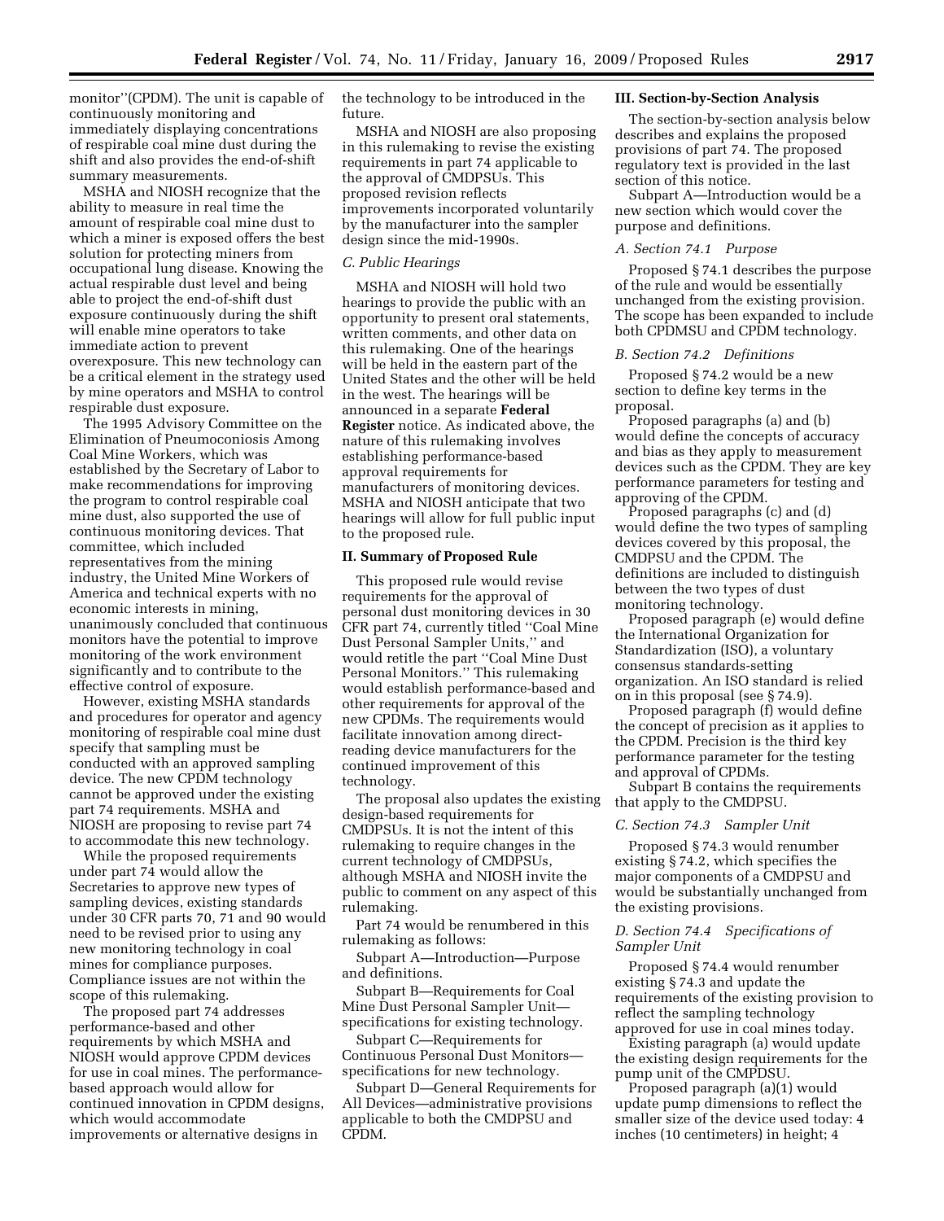monitor''(CPDM). The unit is capable of continuously monitoring and immediately displaying concentrations of respirable coal mine dust during the shift and also provides the end-of-shift summary measurements.

MSHA and NIOSH recognize that the ability to measure in real time the amount of respirable coal mine dust to which a miner is exposed offers the best solution for protecting miners from occupational lung disease. Knowing the actual respirable dust level and being able to project the end-of-shift dust exposure continuously during the shift will enable mine operators to take immediate action to prevent overexposure. This new technology can be a critical element in the strategy used by mine operators and MSHA to control respirable dust exposure.

The 1995 Advisory Committee on the Elimination of Pneumoconiosis Among Coal Mine Workers, which was established by the Secretary of Labor to make recommendations for improving the program to control respirable coal mine dust, also supported the use of continuous monitoring devices. That committee, which included representatives from the mining industry, the United Mine Workers of America and technical experts with no economic interests in mining, unanimously concluded that continuous monitors have the potential to improve monitoring of the work environment significantly and to contribute to the effective control of exposure.

However, existing MSHA standards and procedures for operator and agency monitoring of respirable coal mine dust specify that sampling must be conducted with an approved sampling device. The new CPDM technology cannot be approved under the existing part 74 requirements. MSHA and NIOSH are proposing to revise part 74 to accommodate this new technology.

While the proposed requirements under part 74 would allow the Secretaries to approve new types of sampling devices, existing standards under 30 CFR parts 70, 71 and 90 would need to be revised prior to using any new monitoring technology in coal mines for compliance purposes. Compliance issues are not within the scope of this rulemaking.

The proposed part 74 addresses performance-based and other requirements by which MSHA and NIOSH would approve CPDM devices for use in coal mines. The performance-based approach would allow for continued innovation in CPDM designs, which would accommodate improvements or alternative designs in the technology to be introduced in the future.

MSHA and NIOSH are also proposing in this rulemaking to revise the existing requirements in part 74 applicable to the approval of CMDPSUs. This proposed revision reflects improvements incorporated voluntarily by the manufacturer into the sampler design since the mid-1990s.

### *C. Public Hearings*

MSHA and NIOSH will hold two hearings to provide the public with an opportunity to present oral statements, written comments, and other data on this rulemaking. One of the hearings will be held in the eastern part of the United States and the other will be held in the west. The hearings will be announced in a separate **Federal Register** notice. As indicated above, the nature of this rulemaking involves establishing performance-based approval requirements for manufacturers of monitoring devices. MSHA and NIOSH anticipate that two hearings will allow for full public input to the proposed rule.

## II. Summary of Proposed Rule

This proposed rule would revise requirements for the approval of personal dust monitoring devices in 30 CFR part 74, currently titled ''Coal Mine Dust Personal Sampler Units,'' and would retitle the part ''Coal Mine Dust Personal Monitors.'' This rulemaking would establish performance-based and other requirements for approval of the new CPDMs. The requirements would facilitate innovation among direct-reading device manufacturers for the continued improvement of this technology.

The proposal also updates the existing design-based requirements for CMDPSUs. It is not the intent of this rulemaking to require changes in the current technology of CMDPSUs, although MSHA and NIOSH invite the public to comment on any aspect of this rulemaking.

Part 74 would be renumbered in this rulemaking as follows:

Subpart A—Introduction—Purpose and definitions.

Subpart B—Requirements for Coal Mine Dust Personal Sampler Unit—specifications for existing technology.

Subpart C—Requirements for Continuous Personal Dust Monitors—specifications for new technology.

Subpart D—General Requirements for All Devices—administrative provisions applicable to both the CMDPSU and CPDM.

## III. Section-by-Section Analysis

The section-by-section analysis below describes and explains the proposed provisions of part 74. The proposed regulatory text is provided in the last section of this notice.

Subpart A—Introduction would be a new section which would cover the purpose and definitions.

### *A. Section 74.1 Purpose*

Proposed § 74.1 describes the purpose of the rule and would be essentially unchanged from the existing provision. The scope has been expanded to include both CPDMSU and CPDM technology.

### *B. Section 74.2 Definitions*

Proposed § 74.2 would be a new section to define key terms in the proposal.

Proposed paragraphs (a) and (b) would define the concepts of accuracy and bias as they apply to measurement devices such as the CPDM. They are key performance parameters for testing and approving of the CPDM.

Proposed paragraphs (c) and (d) would define the two types of sampling devices covered by this proposal, the CMDPSU and the CPDM. The definitions are included to distinguish between the two types of dust monitoring technology.

Proposed paragraph (e) would define the International Organization for Standardization (ISO), a voluntary consensus standards-setting organization. An ISO standard is relied on in this proposal (see § 74.9).

Proposed paragraph (f) would define the concept of precision as it applies to the CPDM. Precision is the third key performance parameter for the testing and approval of CPDMs.

Subpart B contains the requirements that apply to the CMDPSU.

### *C. Section 74.3 Sampler Unit*

Proposed § 74.3 would renumber existing § 74.2, which specifies the major components of a CMDPSU and would be substantially unchanged from the existing provisions.

### *D. Section 74.4 Specifications of Sampler Unit*

Proposed § 74.4 would renumber existing § 74.3 and update the requirements of the existing provision to reflect the sampling technology approved for use in coal mines today.

Existing paragraph (a) would update the existing design requirements for the pump unit of the CMPDSU.

Proposed paragraph (a)(1) would update pump dimensions to reflect the smaller size of the device used today: 4 inches (10 centimeters) in height; 4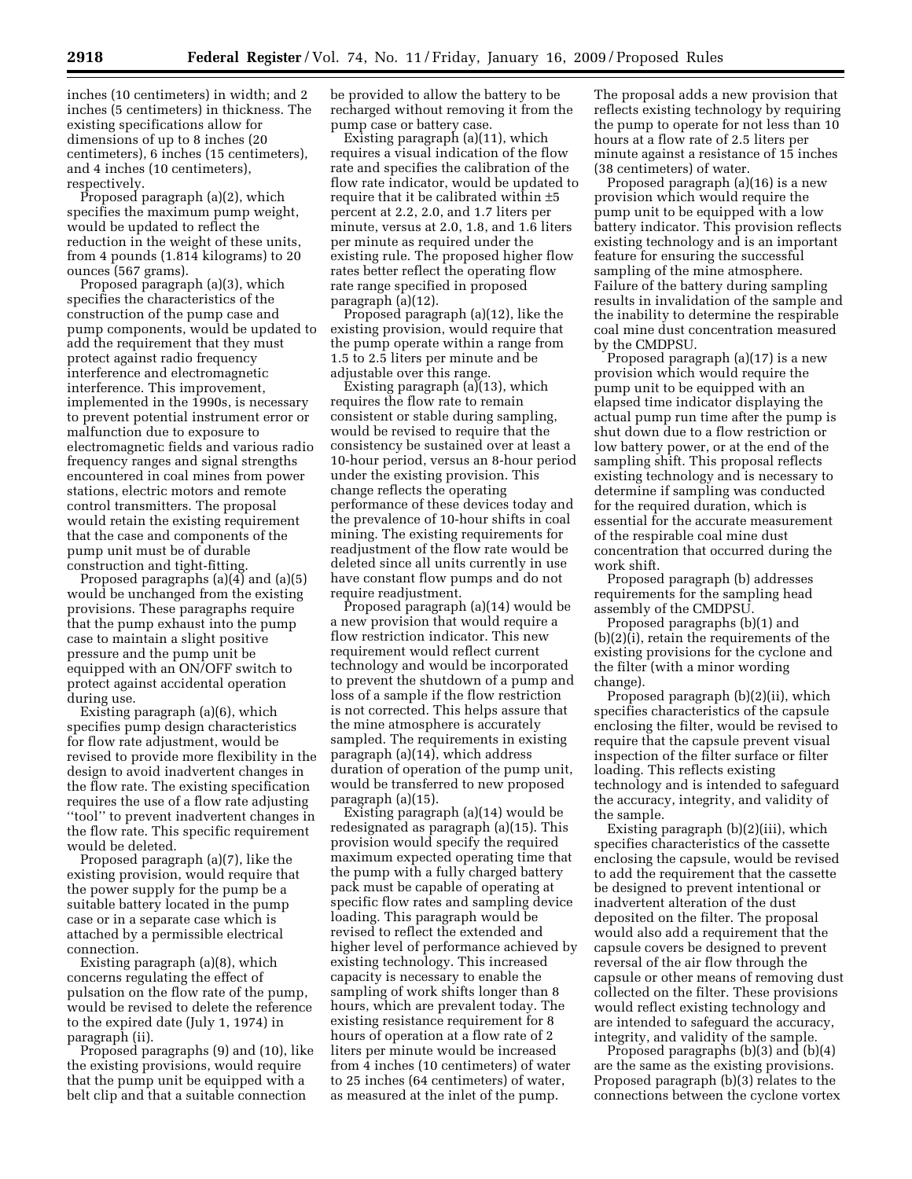inches (10 centimeters) in width; and 2 inches (5 centimeters) in thickness. The existing specifications allow for dimensions of up to 8 inches (20 centimeters), 6 inches (15 centimeters), and 4 inches (10 centimeters), respectively.

Proposed paragraph (a)(2), which specifies the maximum pump weight, would be updated to reflect the reduction in the weight of these units, from 4 pounds (1.814 kilograms) to 20 ounces (567 grams).

Proposed paragraph (a)(3), which specifies the characteristics of the construction of the pump case and pump components, would be updated to add the requirement that they must protect against radio frequency interference and electromagnetic interference. This improvement, implemented in the 1990s, is necessary to prevent potential instrument error or malfunction due to exposure to electromagnetic fields and various radio frequency ranges and signal strengths encountered in coal mines from power stations, electric motors and remote control transmitters. The proposal would retain the existing requirement that the case and components of the pump unit must be of durable construction and tight-fitting.

Proposed paragraphs (a)(4) and (a)(5) would be unchanged from the existing provisions. These paragraphs require that the pump exhaust into the pump case to maintain a slight positive pressure and the pump unit be equipped with an ON/OFF switch to protect against accidental operation during use.

Existing paragraph (a)(6), which specifies pump design characteristics for flow rate adjustment, would be revised to provide more flexibility in the design to avoid inadvertent changes in the flow rate. The existing specification requires the use of a flow rate adjusting ''tool'' to prevent inadvertent changes in the flow rate. This specific requirement would be deleted.

Proposed paragraph (a)(7), like the existing provision, would require that the power supply for the pump be a suitable battery located in the pump case or in a separate case which is attached by a permissible electrical connection.

Existing paragraph (a)(8), which concerns regulating the effect of pulsation on the flow rate of the pump, would be revised to delete the reference to the expired date (July 1, 1974) in paragraph (ii).

Proposed paragraphs (9) and (10), like the existing provisions, would require that the pump unit be equipped with a belt clip and that a suitable connection be provided to allow the battery to be recharged without removing it from the pump case or battery case.

Existing paragraph (a)(11), which requires a visual indication of the flow rate and specifies the calibration of the flow rate indicator, would be updated to require that it be calibrated within ±5 percent at 2.2, 2.0, and 1.7 liters per minute, versus at 2.0, 1.8, and 1.6 liters per minute as required under the existing rule. The proposed higher flow rates better reflect the operating flow rate range specified in proposed paragraph (a)(12).

Proposed paragraph (a)(12), like the existing provision, would require that the pump operate within a range from 1.5 to 2.5 liters per minute and be adjustable over this range.

Existing paragraph (a)(13), which requires the flow rate to remain consistent or stable during sampling, would be revised to require that the consistency be sustained over at least a 10-hour period, versus an 8-hour period under the existing provision. This change reflects the operating performance of these devices today and the prevalence of 10-hour shifts in coal mining. The existing requirements for readjustment of the flow rate would be deleted since all units currently in use have constant flow pumps and do not require readjustment.

Proposed paragraph (a)(14) would be a new provision that would require a flow restriction indicator. This new requirement would reflect current technology and would be incorporated to prevent the shutdown of a pump and loss of a sample if the flow restriction is not corrected. This helps assure that the mine atmosphere is accurately sampled. The requirements in existing paragraph (a)(14), which address duration of operation of the pump unit, would be transferred to new proposed paragraph (a)(15).

Existing paragraph (a)(14) would be redesignated as paragraph (a)(15). This provision would specify the required maximum expected operating time that the pump with a fully charged battery pack must be capable of operating at specific flow rates and sampling device loading. This paragraph would be revised to reflect the extended and higher level of performance achieved by existing technology. This increased capacity is necessary to enable the sampling of work shifts longer than 8 hours, which are prevalent today. The existing resistance requirement for 8 hours of operation at a flow rate of 2 liters per minute would be increased from 4 inches (10 centimeters) of water to 25 inches (64 centimeters) of water, as measured at the inlet of the pump. The proposal adds a new provision that reflects existing technology by requiring the pump to operate for not less than 10 hours at a flow rate of 2.5 liters per minute against a resistance of 15 inches (38 centimeters) of water.

Proposed paragraph (a)(16) is a new provision which would require the pump unit to be equipped with a low battery indicator. This provision reflects existing technology and is an important feature for ensuring the successful sampling of the mine atmosphere. Failure of the battery during sampling results in invalidation of the sample and the inability to determine the respirable coal mine dust concentration measured by the CMDPSU.

Proposed paragraph (a)(17) is a new provision which would require the pump unit to be equipped with an elapsed time indicator displaying the actual pump run time after the pump is shut down due to a flow restriction or low battery power, or at the end of the sampling shift. This proposal reflects existing technology and is necessary to determine if sampling was conducted for the required duration, which is essential for the accurate measurement of the respirable coal mine dust concentration that occurred during the work shift.

Proposed paragraph (b) addresses requirements for the sampling head assembly of the CMDPSU.

Proposed paragraphs (b)(1) and (b)(2)(i), retain the requirements of the existing provisions for the cyclone and the filter (with a minor wording change).

Proposed paragraph (b)(2)(ii), which specifies characteristics of the capsule enclosing the filter, would be revised to require that the capsule prevent visual inspection of the filter surface or filter loading. This reflects existing technology and is intended to safeguard the accuracy, integrity, and validity of the sample.

Existing paragraph (b)(2)(iii), which specifies characteristics of the cassette enclosing the capsule, would be revised to add the requirement that the cassette be designed to prevent intentional or inadvertent alteration of the dust deposited on the filter. The proposal would also add a requirement that the capsule covers be designed to prevent reversal of the air flow through the capsule or other means of removing dust collected on the filter. These provisions would reflect existing technology and are intended to safeguard the accuracy, integrity, and validity of the sample.

Proposed paragraphs (b)(3) and (b)(4) are the same as the existing provisions. Proposed paragraph (b)(3) relates to the connections between the cyclone vortex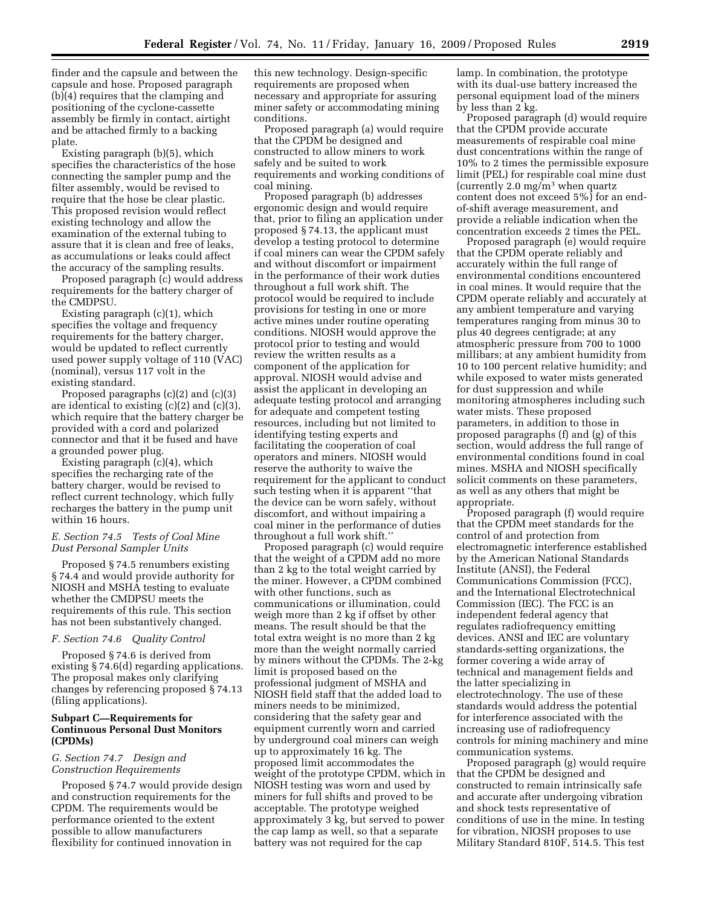finder and the capsule and between the capsule and hose. Proposed paragraph (b)(4) requires that the clamping and positioning of the cyclone-cassette assembly be firmly in contact, airtight and be attached firmly to a backing plate.

Existing paragraph (b)(5), which specifies the characteristics of the hose connecting the sampler pump and the filter assembly, would be revised to require that the hose be clear plastic. This proposed revision would reflect existing technology and allow the examination of the external tubing to assure that it is clean and free of leaks, as accumulations or leaks could affect the accuracy of the sampling results.

Proposed paragraph (c) would address requirements for the battery charger of the CMDPSU.

Existing paragraph (c)(1), which specifies the voltage and frequency requirements for the battery charger, would be updated to reflect currently used power supply voltage of 110 (VAC) (nominal), versus 117 volt in the existing standard.

Proposed paragraphs (c)(2) and (c)(3) are identical to existing (c)(2) and (c)(3), which require that the battery charger be provided with a cord and polarized connector and that it be fused and have a grounded power plug.

Existing paragraph (c)(4), which specifies the recharging rate of the battery charger, would be revised to reflect current technology, which fully recharges the battery in the pump unit within 16 hours.

### *E. Section 74.5 Tests of Coal Mine Dust Personal Sampler Units*

Proposed § 74.5 renumbers existing § 74.4 and would provide authority for NIOSH and MSHA testing to evaluate whether the CMDPSU meets the requirements of this rule. This section has not been substantively changed.

### *F. Section 74.6 Quality Control*

Proposed § 74.6 is derived from existing § 74.6(d) regarding applications. The proposal makes only clarifying changes by referencing proposed § 74.13 (filing applications).

## Subpart C—Requirements for Continuous Personal Dust Monitors (CPDMs)

### *G. Section 74.7 Design and Construction Requirements*

Proposed § 74.7 would provide design and construction requirements for the CPDM. The requirements would be performance oriented to the extent possible to allow manufacturers flexibility for continued innovation in this new technology. Design-specific requirements are proposed when necessary and appropriate for assuring miner safety or accommodating mining conditions.

Proposed paragraph (a) would require that the CPDM be designed and constructed to allow miners to work safely and be suited to work requirements and working conditions of coal mining.

Proposed paragraph (b) addresses ergonomic design and would require that, prior to filing an application under proposed § 74.13, the applicant must develop a testing protocol to determine if coal miners can wear the CPDM safely and without discomfort or impairment in the performance of their work duties throughout a full work shift. The protocol would be required to include provisions for testing in one or more active mines under routine operating conditions. NIOSH would approve the protocol prior to testing and would review the written results as a component of the application for approval. NIOSH would advise and assist the applicant in developing an adequate testing protocol and arranging for adequate and competent testing resources, including but not limited to identifying testing experts and facilitating the cooperation of coal operators and miners. NIOSH would reserve the authority to waive the requirement for the applicant to conduct such testing when it is apparent ''that the device can be worn safely, without discomfort, and without impairing a coal miner in the performance of duties throughout a full work shift.''

Proposed paragraph (c) would require that the weight of a CPDM add no more than 2 kg to the total weight carried by the miner. However, a CPDM combined with other functions, such as communications or illumination, could weigh more than 2 kg if offset by other means. The result should be that the total extra weight is no more than 2 kg more than the weight normally carried by miners without the CPDMs. The 2-kg limit is proposed based on the professional judgment of MSHA and NIOSH field staff that the added load to miners needs to be minimized, considering that the safety gear and equipment currently worn and carried by underground coal miners can weigh up to approximately 16 kg. The proposed limit accommodates the weight of the prototype CPDM, which in NIOSH testing was worn and used by miners for full shifts and proved to be acceptable. The prototype weighed approximately 3 kg, but served to power the cap lamp as well, so that a separate battery was not required for the cap lamp. In combination, the prototype with its dual-use battery increased the personal equipment load of the miners by less than 2 kg.

Proposed paragraph (d) would require that the CPDM provide accurate measurements of respirable coal mine dust concentrations within the range of 10% to 2 times the permissible exposure limit (PEL) for respirable coal mine dust (currently 2.0 mg/m$^3$ when quartz content does not exceed 5%) for an end-of-shift average measurement, and provide a reliable indication when the concentration exceeds 2 times the PEL.

Proposed paragraph (e) would require that the CPDM operate reliably and accurately within the full range of environmental conditions encountered in coal mines. It would require that the CPDM operate reliably and accurately at any ambient temperature and varying temperatures ranging from minus 30 to plus 40 degrees centigrade; at any atmospheric pressure from 700 to 1000 millibars; at any ambient humidity from 10 to 100 percent relative humidity; and while exposed to water mists generated for dust suppression and while monitoring atmospheres including such water mists. These proposed parameters, in addition to those in proposed paragraphs (f) and (g) of this section, would address the full range of environmental conditions found in coal mines. MSHA and NIOSH specifically solicit comments on these parameters, as well as any others that might be appropriate.

Proposed paragraph (f) would require that the CPDM meet standards for the control of and protection from electromagnetic interference established by the American National Standards Institute (ANSI), the Federal Communications Commission (FCC), and the International Electrotechnical Commission (IEC). The FCC is an independent federal agency that regulates radiofrequency emitting devices. ANSI and IEC are voluntary standards-setting organizations, the former covering a wide array of technical and management fields and the latter specializing in electrotechnology. The use of these standards would address the potential for interference associated with the increasing use of radiofrequency controls for mining machinery and mine communication systems.

Proposed paragraph (g) would require that the CPDM be designed and constructed to remain intrinsically safe and accurate after undergoing vibration and shock tests representative of conditions of use in the mine. In testing for vibration, NIOSH proposes to use Military Standard 810F, 514.5. This test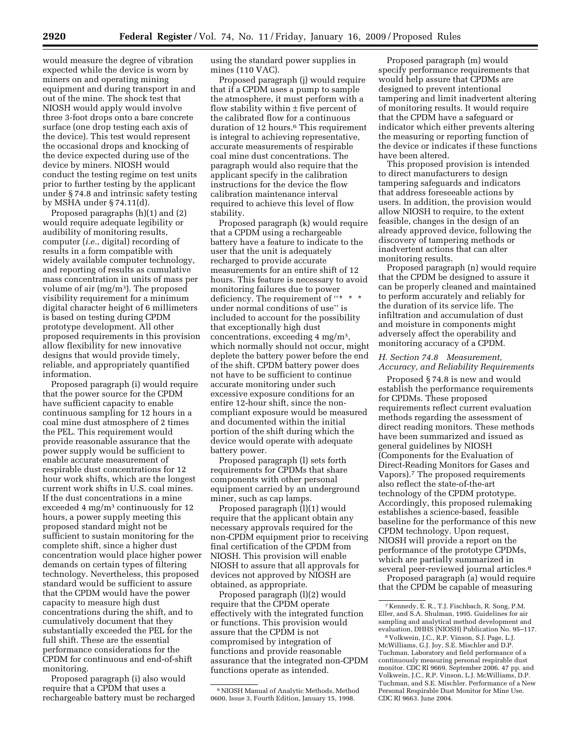would measure the degree of vibration expected while the device is worn by miners on and operating mining equipment and during transport in and out of the mine. The shock test that NIOSH would apply would involve three 3-foot drops onto a bare concrete surface (one drop testing each axis of the device). This test would represent the occasional drops and knocking of the device expected during use of the device by miners. NIOSH would conduct the testing regime on test units prior to further testing by the applicant under § 74.8 and intrinsic safety testing by MSHA under § 74.11(d).

Proposed paragraphs (h)(1) and (2) would require adequate legibility or audibility of monitoring results, computer (*i.e.*, digital) recording of results in a form compatible with widely available computer technology, and reporting of results as cumulative mass concentration in units of mass per volume of air ($mg/m^3$). The proposed visibility requirement for a minimum digital character height of 6 millimeters is based on testing during CPDM prototype development. All other proposed requirements in this provision allow flexibility for new innovative designs that would provide timely, reliable, and appropriately quantified information.

Proposed paragraph (i) would require that the power source for the CPDM have sufficient capacity to enable continuous sampling for 12 hours in a coal mine dust atmosphere of 2 times the PEL. This requirement would provide reasonable assurance that the power supply would be sufficient to enable accurate measurement of respirable dust concentrations for 12 hour work shifts, which are the longest current work shifts in U.S. coal mines. If the dust concentrations in a mine exceeded 4 $mg/m^3$ continuously for 12 hours, a power supply meeting this proposed standard might not be sufficient to sustain monitoring for the complete shift, since a higher dust concentration would place higher power demands on certain types of filtering technology. Nevertheless, this proposed standard would be sufficient to assure that the CPDM would have the power capacity to measure high dust concentrations during the shift, and to cumulatively document that they substantially exceeded the PEL for the full shift. These are the essential performance considerations for the CPDM for continuous and end-of-shift monitoring.

Proposed paragraph (i) also would require that a CPDM that uses a rechargeable battery must be recharged using the standard power supplies in mines (110 VAC).

Proposed paragraph (j) would require that if a CPDM uses a pump to sample the atmosphere, it must perform with a flow stability within ± five percent of the calibrated flow for a continuous duration of 12 hours.[6] This requirement is integral to achieving representative, accurate measurements of respirable coal mine dust concentrations. The paragraph would also require that the applicant specify in the calibration instructions for the device the flow calibration maintenance interval required to achieve this level of flow stability.

Proposed paragraph (k) would require that a CPDM using a rechargeable battery have a feature to indicate to the user that the unit is adequately recharged to provide accurate measurements for an entire shift of 12 hours. This feature is necessary to avoid monitoring failures due to power deficiency. The requirement of "* * * under normal conditions of use" is included to account for the possibility that exceptionally high dust concentrations, exceeding 4 $mg/m^3$, which normally should not occur, might deplete the battery power before the end of the shift. CPDM battery power does not have to be sufficient to continue accurate monitoring under such excessive exposure conditions for an entire 12-hour shift, since the non-compliant exposure would be measured and documented within the initial portion of the shift during which the device would operate with adequate battery power.

Proposed paragraph (l) sets forth requirements for CPDMs that share components with other personal equipment carried by an underground miner, such as cap lamps.

Proposed paragraph (l)(1) would require that the applicant obtain any necessary approvals required for the non-CPDM equipment prior to receiving final certification of the CPDM from NIOSH. This provision will enable NIOSH to assure that all approvals for devices not approved by NIOSH are obtained, as appropriate.

Proposed paragraph (l)(2) would require that the CPDM operate effectively with the integrated function or functions. This provision would assure that the CPDM is not compromised by integration of functions and provide reasonable assurance that the integrated non-CPDM functions operate as intended.

Proposed paragraph (m) would specify performance requirements that would help assure that CPDMs are designed to prevent intentional tampering and limit inadvertent altering of monitoring results. It would require that the CPDM have a safeguard or indicator which either prevents altering the measuring or reporting function of the device or indicates if these functions have been altered.

This proposed provision is intended to direct manufacturers to design tampering safeguards and indicators that address foreseeable actions by users. In addition, the provision would allow NIOSH to require, to the extent feasible, changes in the design of an already approved device, following the discovery of tampering methods or inadvertent actions that can alter monitoring results.

Proposed paragraph (n) would require that the CPDM be designed to assure it can be properly cleaned and maintained to perform accurately and reliably for the duration of its service life. The infiltration and accumulation of dust and moisture in components might adversely affect the operability and monitoring accuracy of a CPDM.

### *H. Section 74.8 Measurement, Accuracy, and Reliability Requirements*

Proposed § 74.8 is new and would establish the performance requirements for CPDMs. These proposed requirements reflect current evaluation methods regarding the assessment of direct reading monitors. These methods have been summarized and issued as general guidelines by NIOSH (Components for the Evaluation of Direct-Reading Monitors for Gases and Vapors).[7] The proposed requirements also reflect the state-of-the-art technology of the CPDM prototype. Accordingly, this proposed rulemaking establishes a science-based, feasible baseline for the performance of this new CPDM technology. Upon request, NIOSH will provide a report on the performance of the prototype CPDMs, which are partially summarized in several peer-reviewed journal articles.[8]

Proposed paragraph (a) would require that the CPDM be capable of measuring

---

[6] NIOSH Manual of Analytic Methods, Method 0600, Issue 3, Fourth Edition, January 15, 1998.

[7] Kennedy, E. R., T.J. Fischbach, R. Song, P.M. Eller, and S.A. Shulman, 1995. Guidelines for air sampling and analytical method development and evaluation, DHHS (NIOSH) Publication No. 95–117.

[8] Volkwein, J.C., R.P. Vinson, S.J. Page, L.J. McWilliams, G.J. Joy, S.E. Mischler and D.P. Tuchman. Laboratory and field performance of a continuously measuring personal respirable dust monitor. CDC RI 9669. September 2006. 47 pp. and Volkwein, J.C., R.P. Vinson, L.J. McWilliams, D.P. Tuchman, and S.E. Mischler. Performance of a New Personal Respirable Dust Monitor for Mine Use. CDC RI 9663. June 2004.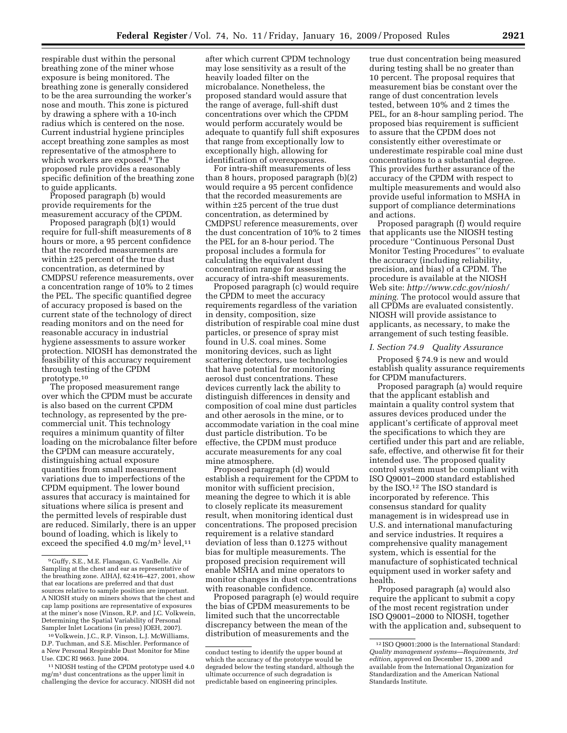respirable dust within the personal breathing zone of the miner whose exposure is being monitored. The breathing zone is generally considered to be the area surrounding the worker's nose and mouth. This zone is pictured by drawing a sphere with a 10-inch radius which is centered on the nose. Current industrial hygiene principles accept breathing zone samples as most representative of the atmosphere to which workers are exposed.[9] The proposed rule provides a reasonably specific definition of the breathing zone to guide applicants.

Proposed paragraph (b) would provide requirements for the measurement accuracy of the CPDM.

Proposed paragraph (b)(1) would require for full-shift measurements of 8 hours or more, a 95 percent confidence that the recorded measurements are within ±25 percent of the true dust concentration, as determined by CMDPSU reference measurements, over a concentration range of 10% to 2 times the PEL. The specific quantified degree of accuracy proposed is based on the current state of the technology of direct reading monitors and on the need for reasonable accuracy in industrial hygiene assessments to assure worker protection. NIOSH has demonstrated the feasibility of this accuracy requirement through testing of the CPDM prototype.[10]

The proposed measurement range over which the CPDM must be accurate is also based on the current CPDM technology, as represented by the pre-commercial unit. This technology requires a minimum quantity of filter loading on the microbalance filter before the CPDM can measure accurately, distinguishing actual exposure quantities from small measurement variations due to imperfections of the CPDM equipment. The lower bound assures that accuracy is maintained for situations where silica is present and the permitted levels of respirable dust are reduced. Similarly, there is an upper bound of loading, which is likely to exceed the specified 4.0 mg/m$^3$ level,[11] after which current CPDM technology may lose sensitivity as a result of the heavily loaded filter on the microbalance. Nonetheless, the proposed standard would assure that the range of average, full-shift dust concentrations over which the CPDM would perform accurately would be adequate to quantify full shift exposures that range from exceptionally low to exceptionally high, allowing for identification of overexposures.

For intra-shift measurements of less than 8 hours, proposed paragraph (b)(2) would require a 95 percent confidence that the recorded measurements are within ±25 percent of the true dust concentration, as determined by CMDPSU reference measurements, over the dust concentration of 10% to 2 times the PEL for an 8-hour period. The proposal includes a formula for calculating the equivalent dust concentration range for assessing the accuracy of intra-shift measurements.

Proposed paragraph (c) would require the CPDM to meet the accuracy requirements regardless of the variation in density, composition, size distribution of respirable coal mine dust particles, or presence of spray mist found in U.S. coal mines. Some monitoring devices, such as light scattering detectors, use technologies that have potential for monitoring aerosol dust concentrations. These devices currently lack the ability to distinguish differences in density and composition of coal mine dust particles and other aerosols in the mine, or to accommodate variation in the coal mine dust particle distribution. To be effective, the CPDM must produce accurate measurements for any coal mine atmosphere.

Proposed paragraph (d) would establish a requirement for the CPDM to monitor with sufficient precision, meaning the degree to which it is able to closely replicate its measurement result, when monitoring identical dust concentrations. The proposed precision requirement is a relative standard deviation of less than 0.1275 without bias for multiple measurements. The proposed precision requirement will enable MSHA and mine operators to monitor changes in dust concentrations with reasonable confidence.

Proposed paragraph (e) would require the bias of CPDM measurements to be limited such that the uncorrectable discrepancy between the mean of the distribution of measurements and the true dust concentration being measured during testing shall be no greater than 10 percent. The proposal requires that measurement bias be constant over the range of dust concentration levels tested, between 10% and 2 times the PEL, for an 8-hour sampling period. The proposed bias requirement is sufficient to assure that the CPDM does not consistently either overestimate or underestimate respirable coal mine dust concentrations to a substantial degree. This provides further assurance of the accuracy of the CPDM with respect to multiple measurements and would also provide useful information to MSHA in support of compliance determinations and actions.

Proposed paragraph (f) would require that applicants use the NIOSH testing procedure ''Continuous Personal Dust Monitor Testing Procedures'' to evaluate the accuracy (including reliability, precision, and bias) of a CPDM. The procedure is available at the NIOSH Web site: *http://www.cdc.gov/niosh/mining.* The protocol would assure that all CPDMs are evaluated consistently. NIOSH will provide assistance to applicants, as necessary, to make the arrangement of such testing feasible.

### *I. Section 74.9 Quality Assurance*

Proposed § 74.9 is new and would establish quality assurance requirements for CPDM manufacturers.

Proposed paragraph (a) would require that the applicant establish and maintain a quality control system that assures devices produced under the applicant's certificate of approval meet the specifications to which they are certified under this part and are reliable, safe, effective, and otherwise fit for their intended use. The proposed quality control system must be compliant with ISO Q9001–2000 standard established by the ISO.[12] The ISO standard is incorporated by reference. This consensus standard for quality management is in widespread use in U.S. and international manufacturing and service industries. It requires a comprehensive quality management system, which is essential for the manufacture of sophisticated technical equipment used in worker safety and health.

Proposed paragraph (a) would also require the applicant to submit a copy of the most recent registration under ISO Q9001–2000 to NIOSH, together with the application and, subsequent to

---

[9] Guffy, S.E., M.E. Flanagan, G. VanBelle. Air Sampling at the chest and ear as representative of the breathing zone. AIHAJ, 62:416–427, 2001, show that ear locations are preferred and that dust sources relative to sample position are important. A NIOSH study on miners shows that the chest and cap lamp positions are representative of exposures at the miner's nose (Vinson, R.P. and J.C. Volkwein, Determining the Spatial Variability of Personal Sampler Inlet Locations (in press) JOEH, 2007).

[10] Volkwein, J.C., R.P. Vinson, L.J. McWilliams, D.P. Tuchman, and S.E. Mischler. Performance of a New Personal Respirable Dust Monitor for Mine Use. CDC RI 9663. June 2004.

[11] NIOSH testing of the CPDM prototype used 4.0 mg/m$^3$ dust concentrations as the upper limit in challenging the device for accuracy. NIOSH did not conduct testing to identify the upper bound at which the accuracy of the prototype would be degraded below the testing standard, although the ultimate occurrence of such degradation is predictable based on engineering principles.

[12] ISO Q9001:2000 is the International Standard: *Quality management systems—Requirements, 3rd edition,* approved on December 15, 2000 and available from the International Organization for Standardization and the American National Standards Institute.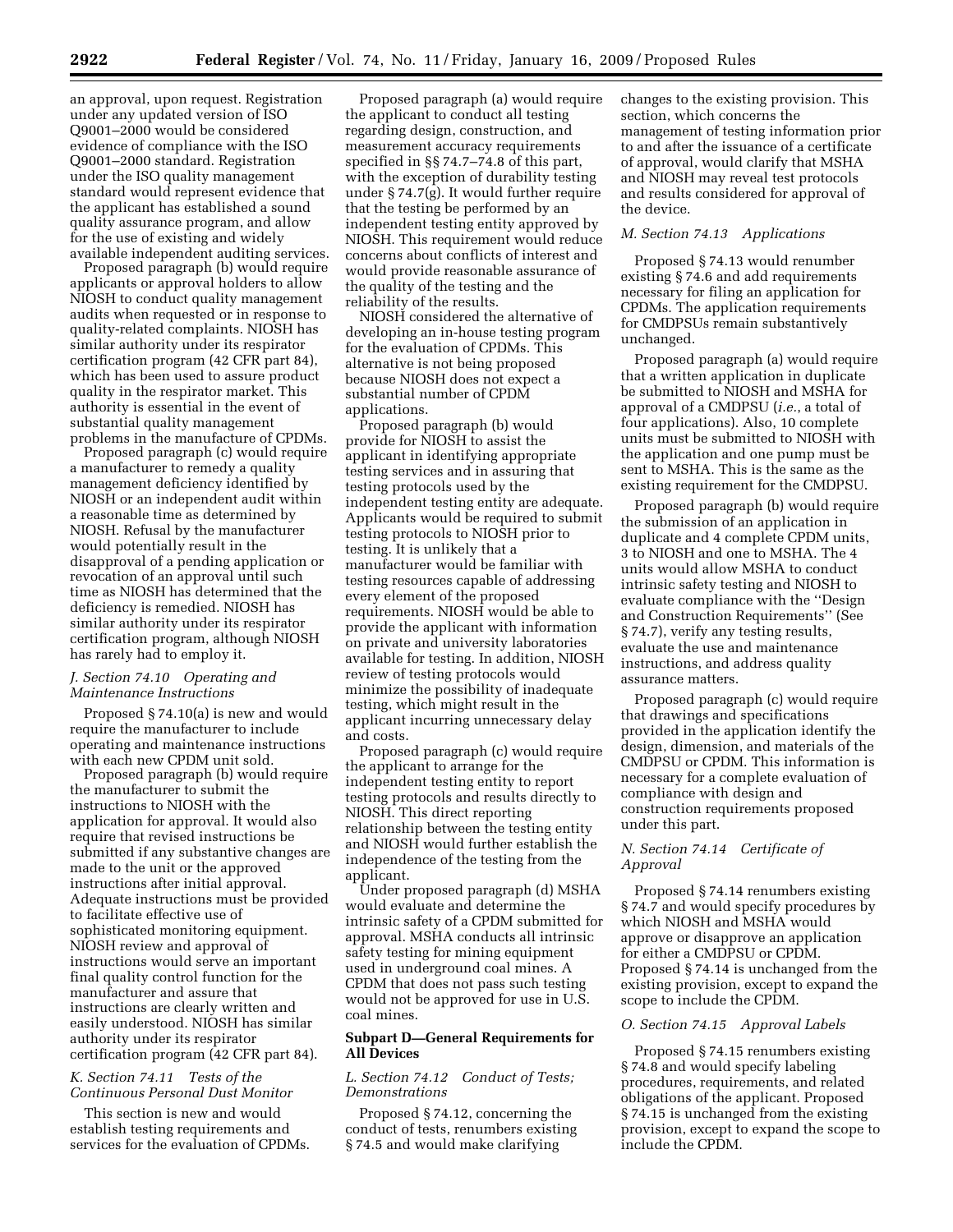an approval, upon request. Registration under any updated version of ISO Q9001–2000 would be considered evidence of compliance with the ISO Q9001–2000 standard. Registration under the ISO quality management standard would represent evidence that the applicant has established a sound quality assurance program, and allow for the use of existing and widely available independent auditing services.

Proposed paragraph (b) would require applicants or approval holders to allow NIOSH to conduct quality management audits when requested or in response to quality-related complaints. NIOSH has similar authority under its respirator certification program (42 CFR part 84), which has been used to assure product quality in the respirator market. This authority is essential in the event of substantial quality management problems in the manufacture of CPDMs.

Proposed paragraph (c) would require a manufacturer to remedy a quality management deficiency identified by NIOSH or an independent audit within a reasonable time as determined by NIOSH. Refusal by the manufacturer would potentially result in the disapproval of a pending application or revocation of an approval until such time as NIOSH has determined that the deficiency is remedied. NIOSH has similar authority under its respirator certification program, although NIOSH has rarely had to employ it.

### *J. Section 74.10 Operating and Maintenance Instructions*

Proposed § 74.10(a) is new and would require the manufacturer to include operating and maintenance instructions with each new CPDM unit sold.

Proposed paragraph (b) would require the manufacturer to submit the instructions to NIOSH with the application for approval. It would also require that revised instructions be submitted if any substantive changes are made to the unit or the approved instructions after initial approval. Adequate instructions must be provided to facilitate effective use of sophisticated monitoring equipment. NIOSH review and approval of instructions would serve an important final quality control function for the manufacturer and assure that instructions are clearly written and easily understood. NIOSH has similar authority under its respirator certification program (42 CFR part 84).

### *K. Section 74.11 Tests of the Continuous Personal Dust Monitor*

This section is new and would establish testing requirements and services for the evaluation of CPDMs.

Proposed paragraph (a) would require the applicant to conduct all testing regarding design, construction, and measurement accuracy requirements specified in §§ 74.7–74.8 of this part, with the exception of durability testing under § 74.7(g). It would further require that the testing be performed by an independent testing entity approved by NIOSH. This requirement would reduce concerns about conflicts of interest and would provide reasonable assurance of the quality of the testing and the reliability of the results.

NIOSH considered the alternative of developing an in-house testing program for the evaluation of CPDMs. This alternative is not being proposed because NIOSH does not expect a substantial number of CPDM applications.

Proposed paragraph (b) would provide for NIOSH to assist the applicant in identifying appropriate testing services and in assuring that testing protocols used by the independent testing entity are adequate. Applicants would be required to submit testing protocols to NIOSH prior to testing. It is unlikely that a manufacturer would be familiar with testing resources capable of addressing every element of the proposed requirements. NIOSH would be able to provide the applicant with information on private and university laboratories available for testing. In addition, NIOSH review of testing protocols would minimize the possibility of inadequate testing, which might result in the applicant incurring unnecessary delay and costs.

Proposed paragraph (c) would require the applicant to arrange for the independent testing entity to report testing protocols and results directly to NIOSH. This direct reporting relationship between the testing entity and NIOSH would further establish the independence of the testing from the applicant.

Under proposed paragraph (d) MSHA would evaluate and determine the intrinsic safety of a CPDM submitted for approval. MSHA conducts all intrinsic safety testing for mining equipment used in underground coal mines. A CPDM that does not pass such testing would not be approved for use in U.S. coal mines.

## Subpart D—General Requirements for All Devices

### *L. Section 74.12 Conduct of Tests; Demonstrations*

Proposed § 74.12, concerning the conduct of tests, renumbers existing § 74.5 and would make clarifying changes to the existing provision. This section, which concerns the management of testing information prior to and after the issuance of a certificate of approval, would clarify that MSHA and NIOSH may reveal test protocols and results considered for approval of the device.

### *M. Section 74.13 Applications*

Proposed § 74.13 would renumber existing § 74.6 and add requirements necessary for filing an application for CPDMs. The application requirements for CMDPSUs remain substantively unchanged.

Proposed paragraph (a) would require that a written application in duplicate be submitted to NIOSH and MSHA for approval of a CMDPSU (*i.e.*, a total of four applications). Also, 10 complete units must be submitted to NIOSH with the application and one pump must be sent to MSHA. This is the same as the existing requirement for the CMDPSU.

Proposed paragraph (b) would require the submission of an application in duplicate and 4 complete CPDM units, 3 to NIOSH and one to MSHA. The 4 units would allow MSHA to conduct intrinsic safety testing and NIOSH to evaluate compliance with the ''Design and Construction Requirements'' (See § 74.7), verify any testing results, evaluate the use and maintenance instructions, and address quality assurance matters.

Proposed paragraph (c) would require that drawings and specifications provided in the application identify the design, dimension, and materials of the CMDPSU or CPDM. This information is necessary for a complete evaluation of compliance with design and construction requirements proposed under this part.

### *N. Section 74.14 Certificate of Approval*

Proposed § 74.14 renumbers existing § 74.7 and would specify procedures by which NIOSH and MSHA would approve or disapprove an application for either a CMDPSU or CPDM. Proposed § 74.14 is unchanged from the existing provision, except to expand the scope to include the CPDM.

### *O. Section 74.15 Approval Labels*

Proposed § 74.15 renumbers existing § 74.8 and would specify labeling procedures, requirements, and related obligations of the applicant. Proposed § 74.15 is unchanged from the existing provision, except to expand the scope to include the CPDM.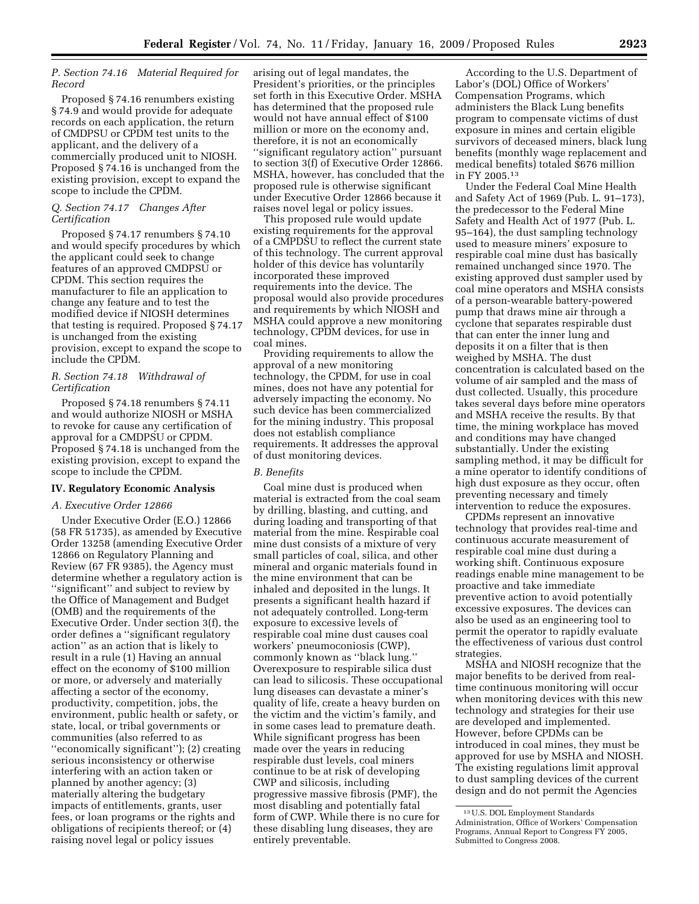### P. Section 74.16 Material Required for Record

Proposed § 74.16 renumbers existing § 74.9 and would provide for adequate records on each application, the return of CMDPSU or CPDM test units to the applicant, and the delivery of a commercially produced unit to NIOSH. Proposed § 74.16 is unchanged from the existing provision, except to expand the scope to include the CPDM.

### Q. Section 74.17 Changes After Certification

Proposed § 74.17 renumbers § 74.10 and would specify procedures by which the applicant could seek to change features of an approved CMDPSU or CPDM. This section requires the manufacturer to file an application to change any feature and to test the modified device if NIOSH determines that testing is required. Proposed § 74.17 is unchanged from the existing provision, except to expand the scope to include the CPDM.

### R. Section 74.18 Withdrawal of Certification

Proposed § 74.18 renumbers § 74.11 and would authorize NIOSH or MSHA to revoke for cause any certification of approval for a CMDPSU or CPDM. Proposed § 74.18 is unchanged from the existing provision, except to expand the scope to include the CPDM.

## IV. Regulatory Economic Analysis

### A. Executive Order 12866

Under Executive Order (E.O.) 12866 (58 FR 51735), as amended by Executive Order 13258 (amending Executive Order 12866 on Regulatory Planning and Review (67 FR 9385), the Agency must determine whether a regulatory action is ''significant'' and subject to review by the Office of Management and Budget (OMB) and the requirements of the Executive Order. Under section 3(f), the order defines a ''significant regulatory action'' as an action that is likely to result in a rule (1) Having an annual effect on the economy of $100 million or more, or adversely and materially affecting a sector of the economy, productivity, competition, jobs, the environment, public health or safety, or state, local, or tribal governments or communities (also referred to as ''economically significant''); (2) creating serious inconsistency or otherwise interfering with an action taken or planned by another agency; (3) materially altering the budgetary impacts of entitlements, grants, user fees, or loan programs or the rights and obligations of recipients thereof; or (4) raising novel legal or policy issues arising out of legal mandates, the President's priorities, or the principles set forth in this Executive Order. MSHA has determined that the proposed rule would not have annual effect of $100 million or more on the economy and, therefore, it is not an economically ''significant regulatory action'' pursuant to section 3(f) of Executive Order 12866. MSHA, however, has concluded that the proposed rule is otherwise significant under Executive Order 12866 because it raises novel legal or policy issues.

This proposed rule would update existing requirements for the approval of a CMPDSU to reflect the current state of this technology. The current approval holder of this device has voluntarily incorporated these improved requirements into the device. The proposal would also provide procedures and requirements by which NIOSH and MSHA could approve a new monitoring technology, CPDM devices, for use in coal mines.

Providing requirements to allow the approval of a new monitoring technology, the CPDM, for use in coal mines, does not have any potential for adversely impacting the economy. No such device has been commercialized for the mining industry. This proposal does not establish compliance requirements. It addresses the approval of dust monitoring devices.

### B. Benefits

Coal mine dust is produced when material is extracted from the coal seam by drilling, blasting, and cutting, and during loading and transporting of that material from the mine. Respirable coal mine dust consists of a mixture of very small particles of coal, silica, and other mineral and organic materials found in the mine environment that can be inhaled and deposited in the lungs. It presents a significant health hazard if not adequately controlled. Long-term exposure to excessive levels of respirable coal mine dust causes coal workers' pneumoconiosis (CWP), commonly known as ''black lung.'' Overexposure to respirable silica dust can lead to silicosis. These occupational lung diseases can devastate a miner's quality of life, create a heavy burden on the victim and the victim's family, and in some cases lead to premature death. While significant progress has been made over the years in reducing respirable dust levels, coal miners continue to be at risk of developing CWP and silicosis, including progressive massive fibrosis (PMF), the most disabling and potentially fatal form of CWP. While there is no cure for these disabling lung diseases, they are entirely preventable.

According to the U.S. Department of Labor's (DOL) Office of Workers' Compensation Programs, which administers the Black Lung benefits program to compensate victims of dust exposure in mines and certain eligible survivors of deceased miners, black lung benefits (monthly wage replacement and medical benefits) totaled $676 million in FY 2005.[13]

Under the Federal Coal Mine Health and Safety Act of 1969 (Pub. L. 91–173), the predecessor to the Federal Mine Safety and Health Act of 1977 (Pub. L. 95–164), the dust sampling technology used to measure miners' exposure to respirable coal mine dust has basically remained unchanged since 1970. The existing approved dust sampler used by coal mine operators and MSHA consists of a person-wearable battery-powered pump that draws mine air through a cyclone that separates respirable dust that can enter the inner lung and deposits it on a filter that is then weighed by MSHA. The dust concentration is calculated based on the volume of air sampled and the mass of dust collected. Usually, this procedure takes several days before mine operators and MSHA receive the results. By that time, the mining workplace has moved and conditions may have changed substantially. Under the existing sampling method, it may be difficult for a mine operator to identify conditions of high dust exposure as they occur, often preventing necessary and timely intervention to reduce the exposures.

CPDMs represent an innovative technology that provides real-time and continuous accurate measurement of respirable coal mine dust during a working shift. Continuous exposure readings enable mine management to be proactive and take immediate preventive action to avoid potentially excessive exposures. The devices can also be used as an engineering tool to permit the operator to rapidly evaluate the effectiveness of various dust control strategies.

MSHA and NIOSH recognize that the major benefits to be derived from real-time continuous monitoring will occur when monitoring devices with this new technology and strategies for their use are developed and implemented. However, before CPDMs can be introduced in coal mines, they must be approved for use by MSHA and NIOSH. The existing regulations limit approval to dust sampling devices of the current design and do not permit the Agencies

[13] U.S. DOL Employment Standards Administration, Office of Workers' Compensation Programs, Annual Report to Congress FY 2005, Submitted to Congress 2008.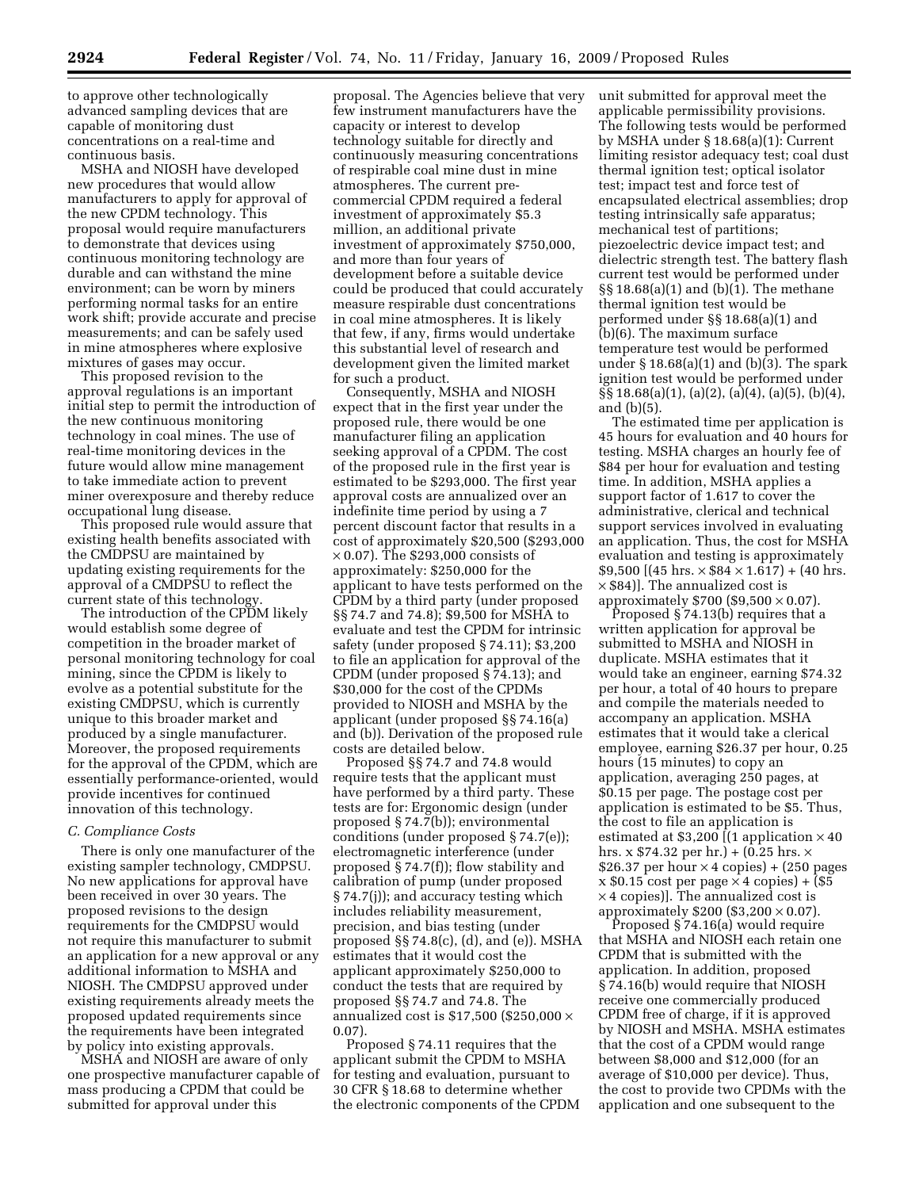to approve other technologically advanced sampling devices that are capable of monitoring dust concentrations on a real-time and continuous basis.

MSHA and NIOSH have developed new procedures that would allow manufacturers to apply for approval of the new CPDM technology. This proposal would require manufacturers to demonstrate that devices using continuous monitoring technology are durable and can withstand the mine environment; can be worn by miners performing normal tasks for an entire work shift; provide accurate and precise measurements; and can be safely used in mine atmospheres where explosive mixtures of gases may occur.

This proposed revision to the approval regulations is an important initial step to permit the introduction of the new continuous monitoring technology in coal mines. The use of real-time monitoring devices in the future would allow mine management to take immediate action to prevent miner overexposure and thereby reduce occupational lung disease.

This proposed rule would assure that existing health benefits associated with the CMDPSU are maintained by updating existing requirements for the approval of a CMDPSU to reflect the current state of this technology.

The introduction of the CPDM likely would establish some degree of competition in the broader market of personal monitoring technology for coal mining, since the CPDM is likely to evolve as a potential substitute for the existing CMDPSU, which is currently unique to this broader market and produced by a single manufacturer. Moreover, the proposed requirements for the approval of the CPDM, which are essentially performance-oriented, would provide incentives for continued innovation of this technology.

*C. Compliance Costs*

There is only one manufacturer of the existing sampler technology, CMDPSU. No new applications for approval have been received in over 30 years. The proposed revisions to the design requirements for the CMDPSU would not require this manufacturer to submit an application for a new approval or any additional information to MSHA and NIOSH. The CMDPSU approved under existing requirements already meets the proposed updated requirements since the requirements have been integrated by policy into existing approvals.

MSHA and NIOSH are aware of only one prospective manufacturer capable of mass producing a CPDM that could be submitted for approval under this proposal. The Agencies believe that very few instrument manufacturers have the capacity or interest to develop technology suitable for directly and continuously measuring concentrations of respirable coal mine dust in mine atmospheres. The current pre-commercial CPDM required a federal investment of approximately $5.3 million, an additional private investment of approximately $750,000, and more than four years of development before a suitable device could be produced that could accurately measure respirable dust concentrations in coal mine atmospheres. It is likely that few, if any, firms would undertake this substantial level of research and development given the limited market for such a product.

Consequently, MSHA and NIOSH expect that in the first year under the proposed rule, there would be one manufacturer filing an application seeking approval of a CPDM. The cost of the proposed rule in the first year is estimated to be $293,000. The first year approval costs are annualized over an indefinite time period by using a 7 percent discount factor that results in a cost of approximately $20,500 ($293,000 × 0.07). The $293,000 consists of approximately: $250,000 for the applicant to have tests performed on the CPDM by a third party (under proposed §§ 74.7 and 74.8); $9,500 for MSHA to evaluate and test the CPDM for intrinsic safety (under proposed § 74.11); $3,200 to file an application for approval of the CPDM (under proposed § 74.13); and $30,000 for the cost of the CPDMs provided to NIOSH and MSHA by the applicant (under proposed §§ 74.16(a) and (b)). Derivation of the proposed rule costs are detailed below.

Proposed §§ 74.7 and 74.8 would require tests that the applicant must have performed by a third party. These tests are for: Ergonomic design (under proposed § 74.7(b)); environmental conditions (under proposed § 74.7(e)); electromagnetic interference (under proposed § 74.7(f)); flow stability and calibration of pump (under proposed § 74.7(j)); and accuracy testing which includes reliability measurement, precision, and bias testing (under proposed §§ 74.8(c), (d), and (e)). MSHA estimates that it would cost the applicant approximately $250,000 to conduct the tests that are required by proposed §§ 74.7 and 74.8. The annualized cost is $17,500 ($250,000 × 0.07).

Proposed § 74.11 requires that the applicant submit the CPDM to MSHA for testing and evaluation, pursuant to 30 CFR § 18.68 to determine whether the electronic components of the CPDM unit submitted for approval meet the applicable permissibility provisions. The following tests would be performed by MSHA under § 18.68(a)(1): Current limiting resistor adequacy test; coal dust thermal ignition test; optical isolator test; impact test and force test of encapsulated electrical assemblies; drop testing intrinsically safe apparatus; mechanical test of partitions; piezoelectric device impact test; and dielectric strength test. The battery flash current test would be performed under §§ 18.68(a)(1) and (b)(1). The methane thermal ignition test would be performed under §§ 18.68(a)(1) and (b)(6). The maximum surface temperature test would be performed under § 18.68(a)(1) and (b)(3). The spark ignition test would be performed under §§ 18.68(a)(1), (a)(2), (a)(4), (a)(5), (b)(4), and (b)(5).

The estimated time per application is 45 hours for evaluation and 40 hours for testing. MSHA charges an hourly fee of $84 per hour for evaluation and testing time. In addition, MSHA applies a support factor of 1.617 to cover the administrative, clerical and technical support services involved in evaluating an application. Thus, the cost for MSHA evaluation and testing is approximately $9,500 [(45 hrs. × $84 × 1.617) + (40 hrs. × $84)]. The annualized cost is approximately $700 ($9,500 × 0.07).

Proposed § 74.13(b) requires that a written application for approval be submitted to MSHA and NIOSH in duplicate. MSHA estimates that it would take an engineer, earning $74.32 per hour, a total of 40 hours to prepare and compile the materials needed to accompany an application. MSHA estimates that it would take a clerical employee, earning $26.37 per hour, 0.25 hours (15 minutes) to copy an application, averaging 250 pages, at $0.15 per page. The postage cost per application is estimated to be $5. Thus, the cost to file an application is estimated at $3,200 [(1 application × 40 hrs. x $74.32 per hr.) + (0.25 hrs. × $26.37 per hour × 4 copies) + (250 pages x $0.15 cost per page × 4 copies) + ($5 × 4 copies)]. The annualized cost is approximately $200 ($3,200 × 0.07).

Proposed § 74.16(a) would require that MSHA and NIOSH each retain one CPDM that is submitted with the application. In addition, proposed § 74.16(b) would require that NIOSH receive one commercially produced CPDM free of charge, if it is approved by NIOSH and MSHA. MSHA estimates that the cost of a CPDM would range between $8,000 and $12,000 (for an average of $10,000 per device). Thus, the cost to provide two CPDMs with the application and one subsequent to the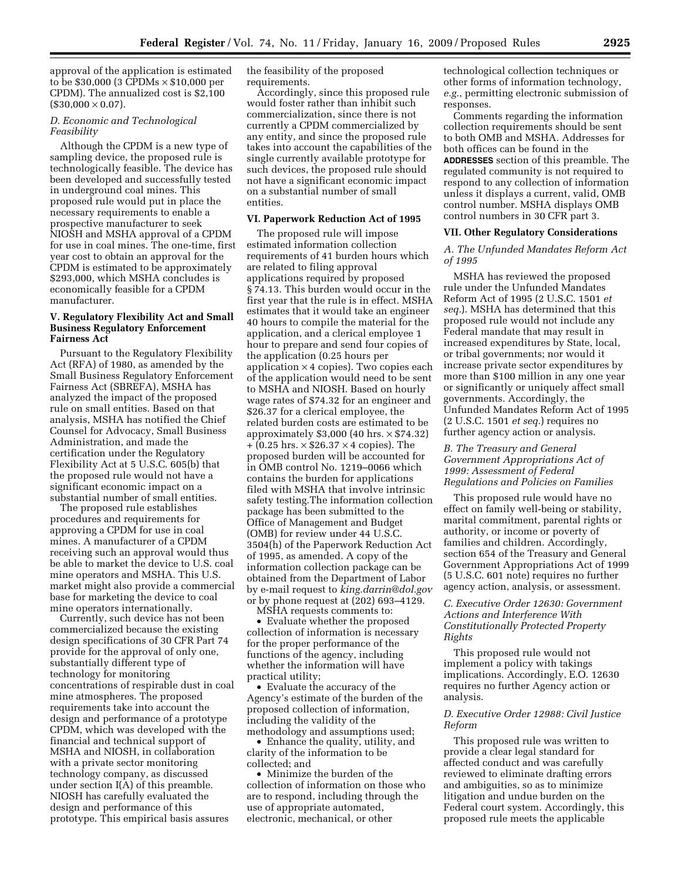approval of the application is estimated to be $30,000 (3 CPDMs × $10,000 per CPDM). The annualized cost is $2,100 ($30,000 × 0.07).

### *D. Economic and Technological Feasibility*

Although the CPDM is a new type of sampling device, the proposed rule is technologically feasible. The device has been developed and successfully tested in underground coal mines. This proposed rule would put in place the necessary requirements to enable a prospective manufacturer to seek NIOSH and MSHA approval of a CPDM for use in coal mines. The one-time, first year cost to obtain an approval for the CPDM is estimated to be approximately $293,000, which MSHA concludes is economically feasible for a CPDM manufacturer.

## V. Regulatory Flexibility Act and Small Business Regulatory Enforcement Fairness Act

Pursuant to the Regulatory Flexibility Act (RFA) of 1980, as amended by the Small Business Regulatory Enforcement Fairness Act (SBREFA), MSHA has analyzed the impact of the proposed rule on small entities. Based on that analysis, MSHA has notified the Chief Counsel for Advocacy, Small Business Administration, and made the certification under the Regulatory Flexibility Act at 5 U.S.C. 605(b) that the proposed rule would not have a significant economic impact on a substantial number of small entities.

The proposed rule establishes procedures and requirements for approving a CPDM for use in coal mines. A manufacturer of a CPDM receiving such an approval would thus be able to market the device to U.S. coal mine operators and MSHA. This U.S. market might also provide a commercial base for marketing the device to coal mine operators internationally.

Currently, such device has not been commercialized because the existing design specifications of 30 CFR Part 74 provide for the approval of only one, substantially different type of technology for monitoring concentrations of respirable dust in coal mine atmospheres. The proposed requirements take into account the design and performance of a prototype CPDM, which was developed with the financial and technical support of MSHA and NIOSH, in collaboration with a private sector monitoring technology company, as discussed under section I(A) of this preamble. NIOSH has carefully evaluated the design and performance of this prototype. This empirical basis assures the feasibility of the proposed requirements.

Accordingly, since this proposed rule would foster rather than inhibit such commercialization, since there is not currently a CPDM commercialized by any entity, and since the proposed rule takes into account the capabilities of the single currently available prototype for such devices, the proposed rule should not have a significant economic impact on a substantial number of small entities.

## VI. Paperwork Reduction Act of 1995

The proposed rule will impose estimated information collection requirements of 41 burden hours which are related to filing approval applications required by proposed § 74.13. This burden would occur in the first year that the rule is in effect. MSHA estimates that it would take an engineer 40 hours to compile the material for the application, and a clerical employee 1 hour to prepare and send four copies of the application (0.25 hours per application × 4 copies). Two copies each of the application would need to be sent to MSHA and NIOSH. Based on hourly wage rates of $74.32 for an engineer and $26.37 for a clerical employee, the related burden costs are estimated to be approximately $3,000 (40 hrs. × $74.32) + (0.25 hrs. × $26.37 × 4 copies). The proposed burden will be accounted for in OMB control No. 1219–0066 which contains the burden for applications filed with MSHA that involve intrinsic safety testing.The information collection package has been submitted to the Office of Management and Budget (OMB) for review under 44 U.S.C. 3504(h) of the Paperwork Reduction Act of 1995, as amended. A copy of the information collection package can be obtained from the Department of Labor by e-mail request to *king.darrin@dol.gov* or by phone request at (202) 693–4129.

MSHA requests comments to:

- Evaluate whether the proposed collection of information is necessary for the proper performance of the functions of the agency, including whether the information will have practical utility;
- Evaluate the accuracy of the Agency's estimate of the burden of the proposed collection of information, including the validity of the methodology and assumptions used;
- Enhance the quality, utility, and clarity of the information to be collected; and
- Minimize the burden of the collection of information on those who are to respond, including through the use of appropriate automated, electronic, mechanical, or other technological collection techniques or other forms of information technology, *e.g.*, permitting electronic submission of responses.

Comments regarding the information collection requirements should be sent to both OMB and MSHA. Addresses for both offices can be found in the **ADDRESSES** section of this preamble. The regulated community is not required to respond to any collection of information unless it displays a current, valid, OMB control number. MSHA displays OMB control numbers in 30 CFR part 3.

## VII. Other Regulatory Considerations

### *A. The Unfunded Mandates Reform Act of 1995*

MSHA has reviewed the proposed rule under the Unfunded Mandates Reform Act of 1995 (2 U.S.C. 1501 *et seq.*). MSHA has determined that this proposed rule would not include any Federal mandate that may result in increased expenditures by State, local, or tribal governments; nor would it increase private sector expenditures by more than $100 million in any one year or significantly or uniquely affect small governments. Accordingly, the Unfunded Mandates Reform Act of 1995 (2 U.S.C. 1501 *et seq.*) requires no further agency action or analysis.

### *B. The Treasury and General Government Appropriations Act of 1999: Assessment of Federal Regulations and Policies on Families*

This proposed rule would have no effect on family well-being or stability, marital commitment, parental rights or authority, or income or poverty of families and children. Accordingly, section 654 of the Treasury and General Government Appropriations Act of 1999 (5 U.S.C. 601 note) requires no further agency action, analysis, or assessment.

### *C. Executive Order 12630: Government Actions and Interference With Constitutionally Protected Property Rights*

This proposed rule would not implement a policy with takings implications. Accordingly, E.O. 12630 requires no further Agency action or analysis.

### *D. Executive Order 12988: Civil Justice Reform*

This proposed rule was written to provide a clear legal standard for affected conduct and was carefully reviewed to eliminate drafting errors and ambiguities, so as to minimize litigation and undue burden on the Federal court system. Accordingly, this proposed rule meets the applicable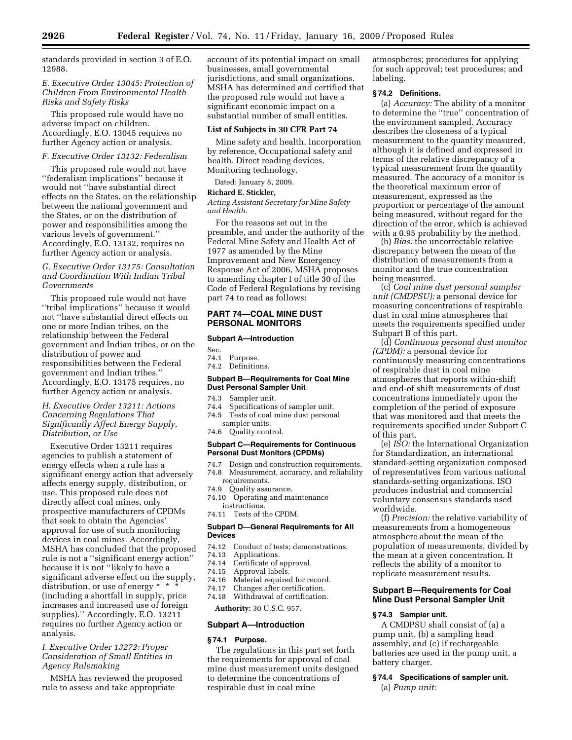standards provided in section 3 of E.O. 12988.

*E. Executive Order 13045: Protection of Children From Environmental Health Risks and Safety Risks*

This proposed rule would have no adverse impact on children. Accordingly, E.O. 13045 requires no further Agency action or analysis.

*F. Executive Order 13132: Federalism*

This proposed rule would not have ''federalism implications'' because it would not ''have substantial direct effects on the States, on the relationship between the national government and the States, or on the distribution of power and responsibilities among the various levels of government.'' Accordingly, E.O. 13132, requires no further Agency action or analysis.

*G. Executive Order 13175: Consultation and Coordination With Indian Tribal Governments*

This proposed rule would not have ''tribal implications'' because it would not ''have substantial direct effects on one or more Indian tribes, on the relationship between the Federal government and Indian tribes, or on the distribution of power and responsibilities between the Federal government and Indian tribes.'' Accordingly, E.O. 13175 requires, no further Agency action or analysis.

*H. Executive Order 13211: Actions Concerning Regulations That Significantly Affect Energy Supply, Distribution, or Use*

Executive Order 13211 requires agencies to publish a statement of energy effects when a rule has a significant energy action that adversely affects energy supply, distribution, or use. This proposed rule does not directly affect coal mines, only prospective manufacturers of CPDMs that seek to obtain the Agencies' approval for use of such monitoring devices in coal mines. Accordingly, MSHA has concluded that the proposed rule is not a ''significant energy action'' because it is not ''likely to have a significant adverse effect on the supply, distribution, or use of energy * * * (including a shortfall in supply, price increases and increased use of foreign supplies).'' Accordingly, E.O. 13211 requires no further Agency action or analysis.

*I. Executive Order 13272: Proper Consideration of Small Entities in Agency Rulemaking*

MSHA has reviewed the proposed rule to assess and take appropriate account of its potential impact on small businesses, small governmental jurisdictions, and small organizations. MSHA has determined and certified that the proposed rule would not have a significant economic impact on a substantial number of small entities.

**List of Subjects in 30 CFR Part 74**

Mine safety and health, Incorporation by reference, Occupational safety and health, Direct reading devices, Monitoring technology.

Dated: January 8, 2009.

**Richard E. Stickler,**

*Acting Assistant Secretary for Mine Safety and Health.*

For the reasons set out in the preamble, and under the authority of the Federal Mine Safety and Health Act of 1977 as amended by the Mine Improvement and New Emergency Response Act of 2006, MSHA proposes to amending chapter I of title 30 of the Code of Federal Regulations by revising part 74 to read as follows:

## PART 74—COAL MINE DUST PERSONAL MONITORS

**Subpart A—Introduction**

Sec.
74.1 Purpose.
74.2 Definitions.

**Subpart B—Requirements for Coal Mine Dust Personal Sampler Unit**

74.3 Sampler unit.
74.4 Specifications of sampler unit.
74.5 Tests of coal mine dust personal sampler units.
74.6 Quality control.

**Subpart C—Requirements for Continuous Personal Dust Monitors (CPDMs)**

74.7 Design and construction requirements.
74.8 Measurement, accuracy, and reliability requirements.
74.9 Quality assurance.
74.10 Operating and maintenance instructions.
74.11 Tests of the CPDM.

**Subpart D—General Requirements for All Devices**

74.12 Conduct of tests; demonstrations.
74.13 Applications.
74.14 Certificate of approval.
74.15 Approval labels.
74.16 Material required for record.
74.17 Changes after certification.
74.18 Withdrawal of certification.

**Authority:** 30 U.S.C. 957.

### Subpart A—Introduction

**§ 74.1 Purpose.**

The regulations in this part set forth the requirements for approval of coal mine dust measurement units designed to determine the concentrations of respirable dust in coal mine atmospheres; procedures for applying for such approval; test procedures; and labeling.

**§ 74.2 Definitions.**

(a) *Accuracy:* The ability of a monitor to determine the ''true'' concentration of the environment sampled. Accuracy describes the closeness of a typical measurement to the quantity measured, although it is defined and expressed in terms of the relative discrepancy of a typical measurement from the quantity measured. The accuracy of a monitor is the theoretical maximum error of measurement, expressed as the proportion or percentage of the amount being measured, without regard for the direction of the error, which is achieved with a 0.95 probability by the method.

(b) *Bias:* the uncorrectable relative discrepancy between the mean of the distribution of measurements from a monitor and the true concentration being measured.

(c) *Coal mine dust personal sampler unit (CMDPSU):* a personal device for measuring concentrations of respirable dust in coal mine atmospheres that meets the requirements specified under Subpart B of this part.

(d) *Continuous personal dust monitor (CPDM):* a personal device for continuously measuring concentrations of respirable dust in coal mine atmospheres that reports within-shift and end-of shift measurements of dust concentrations immediately upon the completion of the period of exposure that was monitored and that meets the requirements specified under Subpart C of this part.

(e) *ISO:* the International Organization for Standardization, an international standard-setting organization composed of representatives from various national standards-setting organizations. ISO produces industrial and commercial voluntary consensus standards used worldwide.

(f) *Precision:* the relative variability of measurements from a homogeneous atmosphere about the mean of the population of measurements, divided by the mean at a given concentration. It reflects the ability of a monitor to replicate measurement results.

### Subpart B—Requirements for Coal Mine Dust Personal Sampler Unit

**§ 74.3 Sampler unit.**

A CMDPSU shall consist of (a) a pump unit, (b) a sampling head assembly, and (c) if rechargeable batteries are used in the pump unit, a battery charger.

**§ 74.4 Specifications of sampler unit.**

(a) *Pump unit:*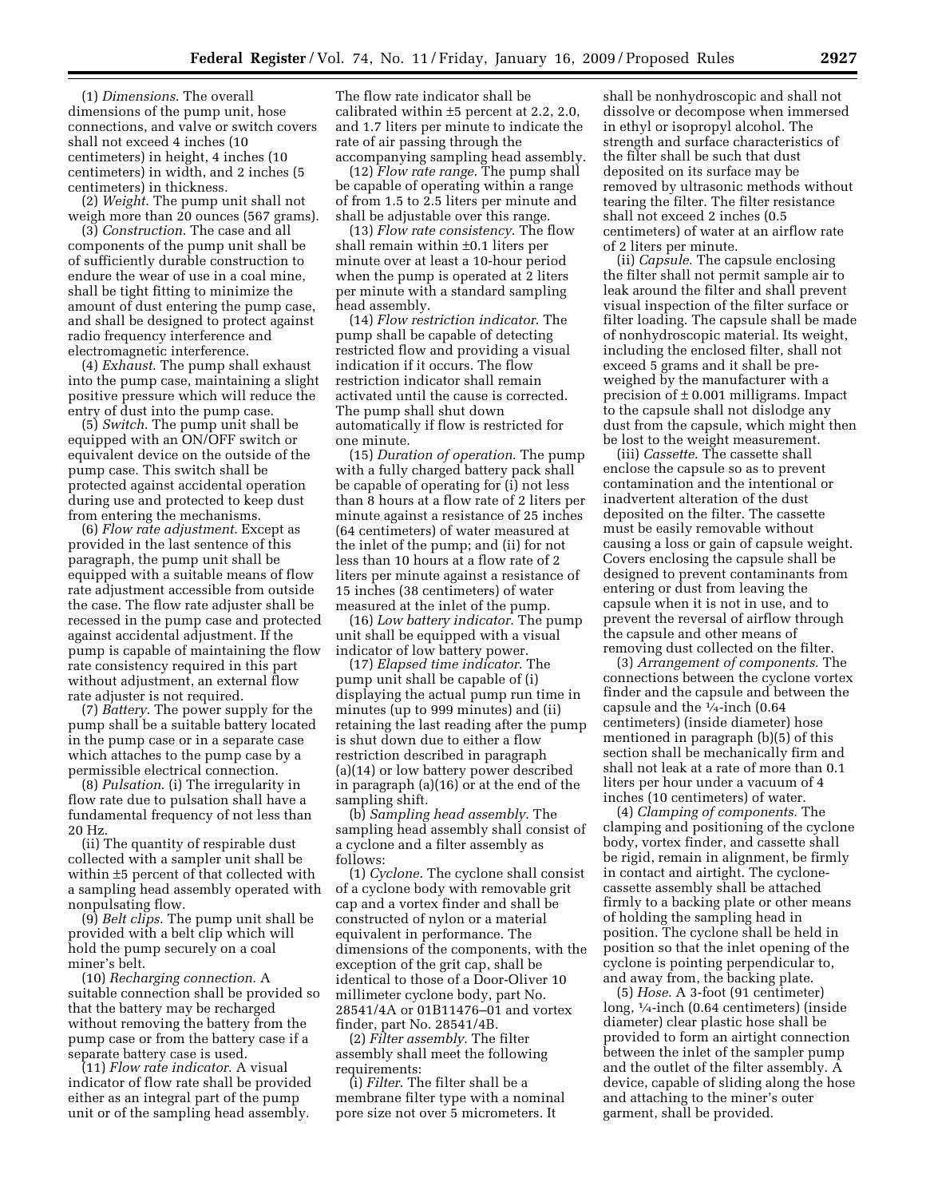(1) *Dimensions*. The overall dimensions of the pump unit, hose connections, and valve or switch covers shall not exceed 4 inches (10 centimeters) in height, 4 inches (10 centimeters) in width, and 2 inches (5 centimeters) in thickness.

(2) *Weight*. The pump unit shall not weigh more than 20 ounces (567 grams).

(3) *Construction*. The case and all components of the pump unit shall be of sufficiently durable construction to endure the wear of use in a coal mine, shall be tight fitting to minimize the amount of dust entering the pump case, and shall be designed to protect against radio frequency interference and electromagnetic interference.

(4) *Exhaust*. The pump shall exhaust into the pump case, maintaining a slight positive pressure which will reduce the entry of dust into the pump case.

(5) *Switch*. The pump unit shall be equipped with an ON/OFF switch or equivalent device on the outside of the pump case. This switch shall be protected against accidental operation during use and protected to keep dust from entering the mechanisms.

(6) *Flow rate adjustment*. Except as provided in the last sentence of this paragraph, the pump unit shall be equipped with a suitable means of flow rate adjustment accessible from outside the case. The flow rate adjuster shall be recessed in the pump case and protected against accidental adjustment. If the pump is capable of maintaining the flow rate consistency required in this part without adjustment, an external flow rate adjuster is not required.

(7) *Battery*. The power supply for the pump shall be a suitable battery located in the pump case or in a separate case which attaches to the pump case by a permissible electrical connection.

(8) *Pulsation*. (i) The irregularity in flow rate due to pulsation shall have a fundamental frequency of not less than 20 Hz.

(ii) The quantity of respirable dust collected with a sampler unit shall be within ±5 percent of that collected with a sampling head assembly operated with nonpulsating flow.

(9) *Belt clips*. The pump unit shall be provided with a belt clip which will hold the pump securely on a coal miner's belt.

(10) *Recharging connection*. A suitable connection shall be provided so that the battery may be recharged without removing the battery from the pump case or from the battery case if a separate battery case is used.

(11) *Flow rate indicator*. A visual indicator of flow rate shall be provided either as an integral part of the pump unit or of the sampling head assembly. The flow rate indicator shall be calibrated within ±5 percent at 2.2, 2.0, and 1.7 liters per minute to indicate the rate of air passing through the accompanying sampling head assembly.

(12) *Flow rate range*. The pump shall be capable of operating within a range of from 1.5 to 2.5 liters per minute and shall be adjustable over this range.

(13) *Flow rate consistency*. The flow shall remain within ±0.1 liters per minute over at least a 10-hour period when the pump is operated at 2 liters per minute with a standard sampling head assembly.

(14) *Flow restriction indicator*. The pump shall be capable of detecting restricted flow and providing a visual indication if it occurs. The flow restriction indicator shall remain activated until the cause is corrected. The pump shall shut down automatically if flow is restricted for one minute.

(15) *Duration of operation*. The pump with a fully charged battery pack shall be capable of operating for (i) not less than 8 hours at a flow rate of 2 liters per minute against a resistance of 25 inches (64 centimeters) of water measured at the inlet of the pump; and (ii) for not less than 10 hours at a flow rate of 2 liters per minute against a resistance of 15 inches (38 centimeters) of water measured at the inlet of the pump.

(16) *Low battery indicator*. The pump unit shall be equipped with a visual indicator of low battery power.

(17) *Elapsed time indicator*. The pump unit shall be capable of (i) displaying the actual pump run time in minutes (up to 999 minutes) and (ii) retaining the last reading after the pump is shut down due to either a flow restriction described in paragraph (a)(14) or low battery power described in paragraph (a)(16) or at the end of the sampling shift.

(b) *Sampling head assembly*. The sampling head assembly shall consist of a cyclone and a filter assembly as follows:

(1) *Cyclone*. The cyclone shall consist of a cyclone body with removable grit cap and a vortex finder and shall be constructed of nylon or a material equivalent in performance. The dimensions of the components, with the exception of the grit cap, shall be identical to those of a Door-Oliver 10 millimeter cyclone body, part No. 28541/4A or 01B11476–01 and vortex finder, part No. 28541/4B.

(2) *Filter assembly*. The filter assembly shall meet the following requirements:

(i) *Filter*. The filter shall be a membrane filter type with a nominal pore size not over 5 micrometers. It shall be nonhydroscopic and shall not dissolve or decompose when immersed in ethyl or isopropyl alcohol. The strength and surface characteristics of the filter shall be such that dust deposited on its surface may be removed by ultrasonic methods without tearing the filter. The filter resistance shall not exceed 2 inches (0.5 centimeters) of water at an airflow rate of 2 liters per minute.

(ii) *Capsule*. The capsule enclosing the filter shall not permit sample air to leak around the filter and shall prevent visual inspection of the filter surface or filter loading. The capsule shall be made of nonhydroscopic material. Its weight, including the enclosed filter, shall not exceed 5 grams and it shall be pre-weighed by the manufacturer with a precision of ± 0.001 milligrams. Impact to the capsule shall not dislodge any dust from the capsule, which might then be lost to the weight measurement.

(iii) *Cassette*. The cassette shall enclose the capsule so as to prevent contamination and the intentional or inadvertent alteration of the dust deposited on the filter. The cassette must be easily removable without causing a loss or gain of capsule weight. Covers enclosing the capsule shall be designed to prevent contaminants from entering or dust from leaving the capsule when it is not in use, and to prevent the reversal of airflow through the capsule and other means of removing dust collected on the filter.

(3) *Arrangement of components*. The connections between the cyclone vortex finder and the capsule and between the capsule and the ¼-inch (0.64 centimeters) (inside diameter) hose mentioned in paragraph (b)(5) of this section shall be mechanically firm and shall not leak at a rate of more than 0.1 liters per hour under a vacuum of 4 inches (10 centimeters) of water.

(4) *Clamping of components*. The clamping and positioning of the cyclone body, vortex finder, and cassette shall be rigid, remain in alignment, be firmly in contact and airtight. The cyclone-cassette assembly shall be attached firmly to a backing plate or other means of holding the sampling head in position. The cyclone shall be held in position so that the inlet opening of the cyclone is pointing perpendicular to, and away from, the backing plate.

(5) *Hose*. A 3-foot (91 centimeter) long, ¼-inch (0.64 centimeters) (inside diameter) clear plastic hose shall be provided to form an airtight connection between the inlet of the sampler pump and the outlet of the filter assembly. A device, capable of sliding along the hose and attaching to the miner's outer garment, shall be provided.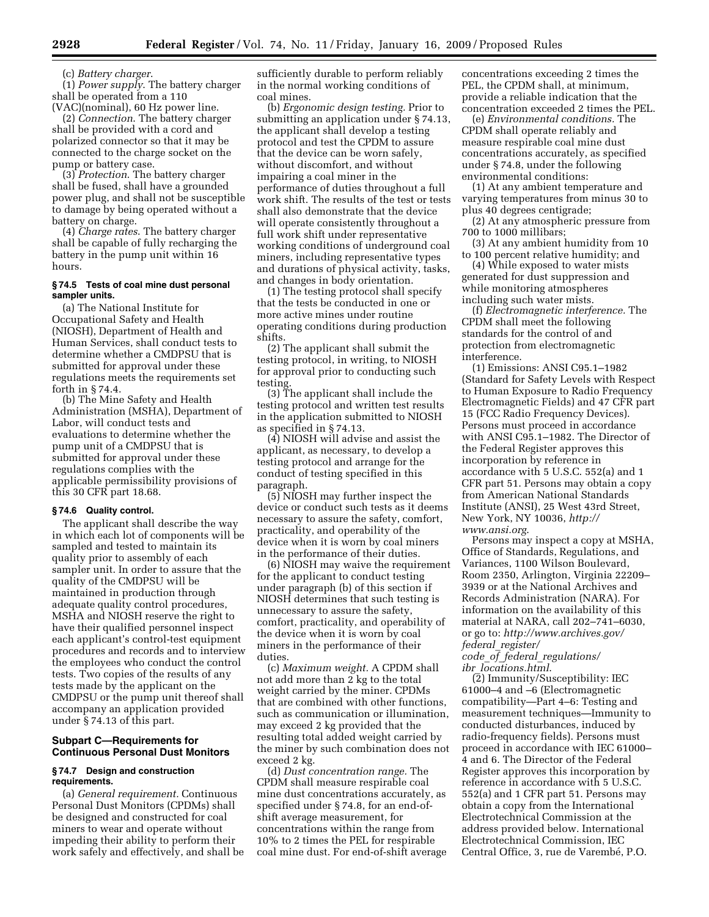(c) *Battery charger.*

(1) *Power supply.* The battery charger shall be operated from a 110 (VAC)(nominal), 60 Hz power line.

(2) *Connection.* The battery charger shall be provided with a cord and polarized connector so that it may be connected to the charge socket on the pump or battery case.

(3) *Protection.* The battery charger shall be fused, shall have a grounded power plug, and shall not be susceptible to damage by being operated without a battery on charge.

(4) *Charge rates.* The battery charger shall be capable of fully recharging the battery in the pump unit within 16 hours.

### § 74.5 Tests of coal mine dust personal sampler units.

(a) The National Institute for Occupational Safety and Health (NIOSH), Department of Health and Human Services, shall conduct tests to determine whether a CMDPSU that is submitted for approval under these regulations meets the requirements set forth in § 74.4.

(b) The Mine Safety and Health Administration (MSHA), Department of Labor, will conduct tests and evaluations to determine whether the pump unit of a CMDPSU that is submitted for approval under these regulations complies with the applicable permissibility provisions of this 30 CFR part 18.68.

### § 74.6 Quality control.

The applicant shall describe the way in which each lot of components will be sampled and tested to maintain its quality prior to assembly of each sampler unit. In order to assure that the quality of the CMDPSU will be maintained in production through adequate quality control procedures, MSHA and NIOSH reserve the right to have their qualified personnel inspect each applicant's control-test equipment procedures and records and to interview the employees who conduct the control tests. Two copies of the results of any tests made by the applicant on the CMDPSU or the pump unit thereof shall accompany an application provided under § 74.13 of this part.

## Subpart C—Requirements for Continuous Personal Dust Monitors

### § 74.7 Design and construction requirements.

(a) *General requirement.* Continuous Personal Dust Monitors (CPDMs) shall be designed and constructed for coal miners to wear and operate without impeding their ability to perform their work safely and effectively, and shall be sufficiently durable to perform reliably in the normal working conditions of coal mines.

(b) *Ergonomic design testing.* Prior to submitting an application under § 74.13, the applicant shall develop a testing protocol and test the CPDM to assure that the device can be worn safely, without discomfort, and without impairing a coal miner in the performance of duties throughout a full work shift. The results of the test or tests shall also demonstrate that the device will operate consistently throughout a full work shift under representative working conditions of underground coal miners, including representative types and durations of physical activity, tasks, and changes in body orientation.

(1) The testing protocol shall specify that the tests be conducted in one or more active mines under routine operating conditions during production shifts.

(2) The applicant shall submit the testing protocol, in writing, to NIOSH for approval prior to conducting such testing.

(3) The applicant shall include the testing protocol and written test results in the application submitted to NIOSH as specified in § 74.13.

(4) NIOSH will advise and assist the applicant, as necessary, to develop a testing protocol and arrange for the conduct of testing specified in this paragraph.

(5) NIOSH may further inspect the device or conduct such tests as it deems necessary to assure the safety, comfort, practicality, and operability of the device when it is worn by coal miners in the performance of their duties.

(6) NIOSH may waive the requirement for the applicant to conduct testing under paragraph (b) of this section if NIOSH determines that such testing is unnecessary to assure the safety, comfort, practicality, and operability of the device when it is worn by coal miners in the performance of their duties.

(c) *Maximum weight.* A CPDM shall not add more than 2 kg to the total weight carried by the miner. CPDMs that are combined with other functions, such as communication or illumination, may exceed 2 kg provided that the resulting total added weight carried by the miner by such combination does not exceed 2 kg.

(d) *Dust concentration range.* The CPDM shall measure respirable coal mine dust concentrations accurately, as specified under § 74.8, for an end-of-shift average measurement, for concentrations within the range from 10% to 2 times the PEL for respirable coal mine dust. For end-of-shift average concentrations exceeding 2 times the PEL, the CPDM shall, at minimum, provide a reliable indication that the concentration exceeded 2 times the PEL.

(e) *Environmental conditions.* The CPDM shall operate reliably and measure respirable coal mine dust concentrations accurately, as specified under § 74.8, under the following environmental conditions:

(1) At any ambient temperature and varying temperatures from minus 30 to plus 40 degrees centigrade;

(2) At any atmospheric pressure from 700 to 1000 millibars;

(3) At any ambient humidity from 10 to 100 percent relative humidity; and

(4) While exposed to water mists generated for dust suppression and while monitoring atmospheres including such water mists.

(f) *Electromagnetic interference.* The CPDM shall meet the following standards for the control of and protection from electromagnetic interference.

(1) Emissions: ANSI C95.1–1982 (Standard for Safety Levels with Respect to Human Exposure to Radio Frequency Electromagnetic Fields) and 47 CFR part 15 (FCC Radio Frequency Devices). Persons must proceed in accordance with ANSI C95.1–1982. The Director of the Federal Register approves this incorporation by reference in accordance with 5 U.S.C. 552(a) and 1 CFR part 51. Persons may obtain a copy from American National Standards Institute (ANSI), 25 West 43rd Street, New York, NY 10036, *http://www.ansi.org*.

Persons may inspect a copy at MSHA, Office of Standards, Regulations, and Variances, 1100 Wilson Boulevard, Room 2350, Arlington, Virginia 22209–3939 or at the National Archives and Records Administration (NARA). For information on the availability of this material at NARA, call 202–741–6030, or go to: *http://www.archives.gov/federal_register/code_of_federal_regulations/ibr_locations.html*.

(2) Immunity/Susceptibility: IEC 61000–4 and –6 (Electromagnetic compatibility—Part 4–6: Testing and measurement techniques—Immunity to conducted disturbances, induced by radio-frequency fields). Persons must proceed in accordance with IEC 61000–4 and 6. The Director of the Federal Register approves this incorporation by reference in accordance with 5 U.S.C. 552(a) and 1 CFR part 51. Persons may obtain a copy from the International Electrotechnical Commission at the address provided below. International Electrotechnical Commission, IEC Central Office, 3, rue de Varembé, P.O.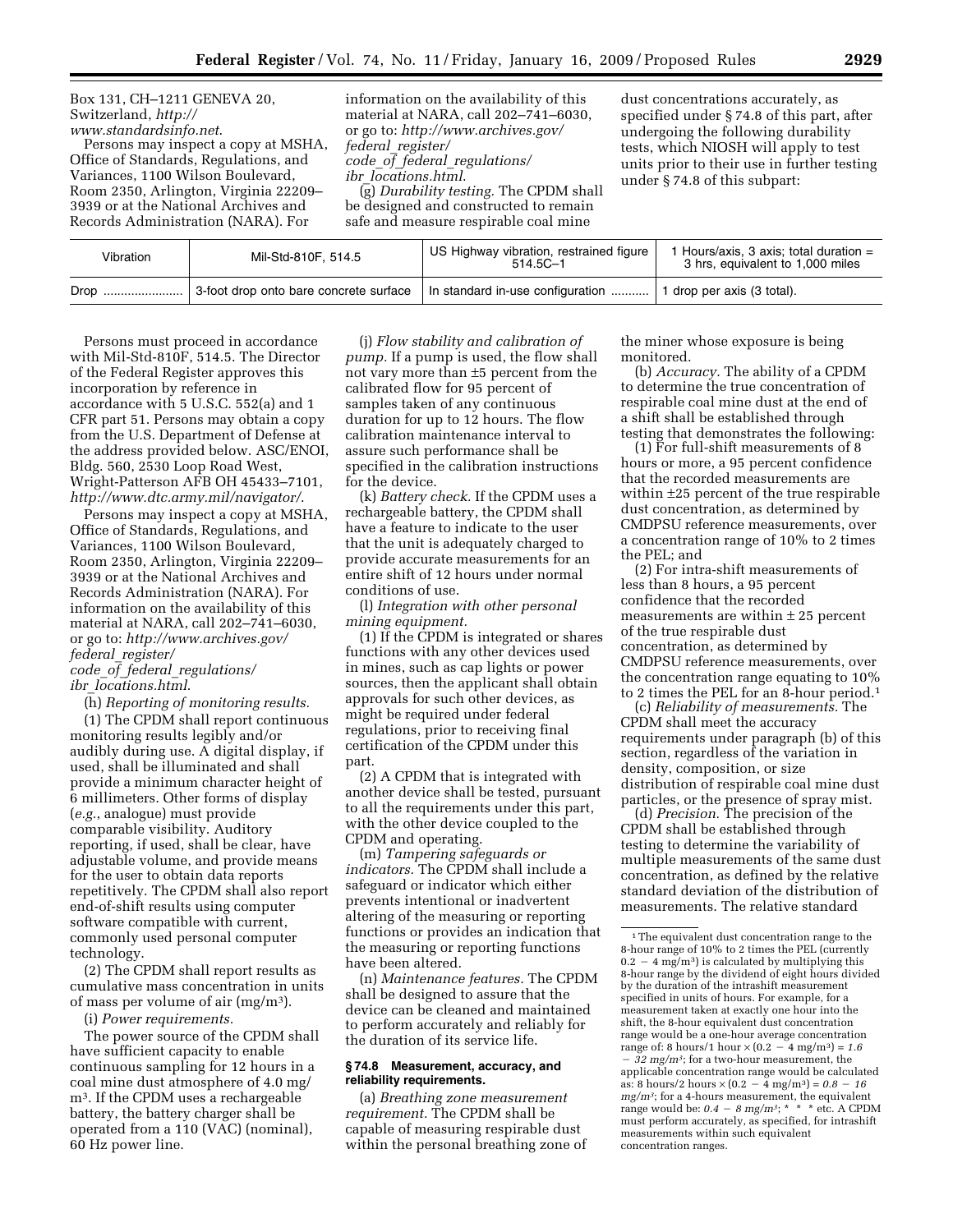Box 131, CH–1211 GENEVA 20, Switzerland, *http://www.standardsinfo.net*.

Persons may inspect a copy at MSHA, Office of Standards, Regulations, and Variances, 1100 Wilson Boulevard, Room 2350, Arlington, Virginia 22209–3939 or at the National Archives and Records Administration (NARA). For information on the availability of this material at NARA, call 202–741–6030, or go to: *http://www.archives.gov/federal_register/code_of_federal_regulations/ibr_locations.html*.

(g) *Durability testing.* The CPDM shall be designed and constructed to remain safe and measure respirable coal mine dust concentrations accurately, as specified under § 74.8 of this part, after undergoing the following durability tests, which NIOSH will apply to test units prior to their use in further testing under § 74.8 of this subpart:

| Vibration | Mil-Std-810F, 514.5 | US Highway vibration, restrained figure 514.5C–1 | 1 Hours/axis, 3 axis; total duration = 3 hrs, equivalent to 1,000 miles |
|---|---|---|---|
| Drop | 3-foot drop onto bare concrete surface | In standard in-use configuration | 1 drop per axis (3 total). |

Persons must proceed in accordance with Mil-Std-810F, 514.5. The Director of the Federal Register approves this incorporation by reference in accordance with 5 U.S.C. 552(a) and 1 CFR part 51. Persons may obtain a copy from the U.S. Department of Defense at the address provided below. ASC/ENOI, Bldg. 560, 2530 Loop Road West, Wright-Patterson AFB OH 45433–7101, *http://www.dtc.army.mil/navigator/*.

Persons may inspect a copy at MSHA, Office of Standards, Regulations, and Variances, 1100 Wilson Boulevard, Room 2350, Arlington, Virginia 22209–3939 or at the National Archives and Records Administration (NARA). For information on the availability of this material at NARA, call 202–741–6030, or go to: *http://www.archives.gov/federal_register/code_of_federal_regulations/ibr_locations.html*.

(h) *Reporting of monitoring results.*

(1) The CPDM shall report continuous monitoring results legibly and/or audibly during use. A digital display, if used, shall be illuminated and shall provide a minimum character height of 6 millimeters. Other forms of display (*e.g.*, analogue) must provide comparable visibility. Auditory reporting, if used, shall be clear, have adjustable volume, and provide means for the user to obtain data reports repetitively. The CPDM shall also report end-of-shift results using computer software compatible with current, commonly used personal computer technology.

(2) The CPDM shall report results as cumulative mass concentration in units of mass per volume of air ($mg/m^3$).

(i) *Power requirements.*

The power source of the CPDM shall have sufficient capacity to enable continuous sampling for 12 hours in a coal mine dust atmosphere of 4.0 $mg/m^3$. If the CPDM uses a rechargeable battery, the battery charger shall be operated from a 110 (VAC) (nominal), 60 Hz power line.

(j) *Flow stability and calibration of pump.* If a pump is used, the flow shall not vary more than ±5 percent from the calibrated flow for 95 percent of samples taken of any continuous duration for up to 12 hours. The flow calibration maintenance interval to assure such performance shall be specified in the calibration instructions for the device.

(k) *Battery check.* If the CPDM uses a rechargeable battery, the CPDM shall have a feature to indicate to the user that the unit is adequately charged to provide accurate measurements for an entire shift of 12 hours under normal conditions of use.

(l) *Integration with other personal mining equipment.*

(1) If the CPDM is integrated or shares functions with any other devices used in mines, such as cap lights or power sources, then the applicant shall obtain approvals for such other devices, as might be required under federal regulations, prior to receiving final certification of the CPDM under this part.

(2) A CPDM that is integrated with another device shall be tested, pursuant to all the requirements under this part, with the other device coupled to the CPDM and operating.

(m) *Tampering safeguards or indicators.* The CPDM shall include a safeguard or indicator which either prevents intentional or inadvertent altering of the measuring or reporting functions or provides an indication that the measuring or reporting functions have been altered.

(n) *Maintenance features.* The CPDM shall be designed to assure that the device can be cleaned and maintained to perform accurately and reliably for the duration of its service life.

### § 74.8 Measurement, accuracy, and reliability requirements.

(a) *Breathing zone measurement requirement.* The CPDM shall be capable of measuring respirable dust within the personal breathing zone of the miner whose exposure is being monitored.

(b) *Accuracy.* The ability of a CPDM to determine the true concentration of respirable coal mine dust at the end of a shift shall be established through testing that demonstrates the following:

(1) For full-shift measurements of 8 hours or more, a 95 percent confidence that the recorded measurements are within ±25 percent of the true respirable dust concentration, as determined by CMDPSU reference measurements, over a concentration range of 10% to 2 times the PEL; and

(2) For intra-shift measurements of less than 8 hours, a 95 percent confidence that the recorded measurements are within ± 25 percent of the true respirable dust concentration, as determined by CMDPSU reference measurements, over the concentration range equating to 10% to 2 times the PEL for an 8-hour period.[1]

(c) *Reliability of measurements.* The CPDM shall meet the accuracy requirements under paragraph (b) of this section, regardless of the variation in density, composition, or size distribution of respirable coal mine dust particles, or the presence of spray mist.

(d) *Precision.* The precision of the CPDM shall be established through testing to determine the variability of multiple measurements of the same dust concentration, as defined by the relative standard deviation of the distribution of measurements. The relative standard

---

[1] The equivalent dust concentration range to the 8-hour range of 10% to 2 times the PEL (currently $0.2 - 4$ $mg/m^3$) is calculated by multiplying this 8-hour range by the dividend of eight hours divided by the duration of the intrashift measurement specified in units of hours. For example, for a measurement taken at exactly one hour into the shift, the 8-hour equivalent dust concentration range would be a one-hour average concentration range of: 8 hours/1 hour × ($0.2 - 4$ $mg/m^3$) = *1.6 − 32 mg/m³*; for a two-hour measurement, the applicable concentration range would be calculated as: 8 hours/2 hours × ($0.2 - 4$ $mg/m^3$) = *0.8 − 16 mg/m³*; for a 4-hours measurement, the equivalent range would be: *0.4 − 8 mg/m³*; * * * etc. A CPDM must perform accurately, as specified, for intrashift measurements within such equivalent concentration ranges.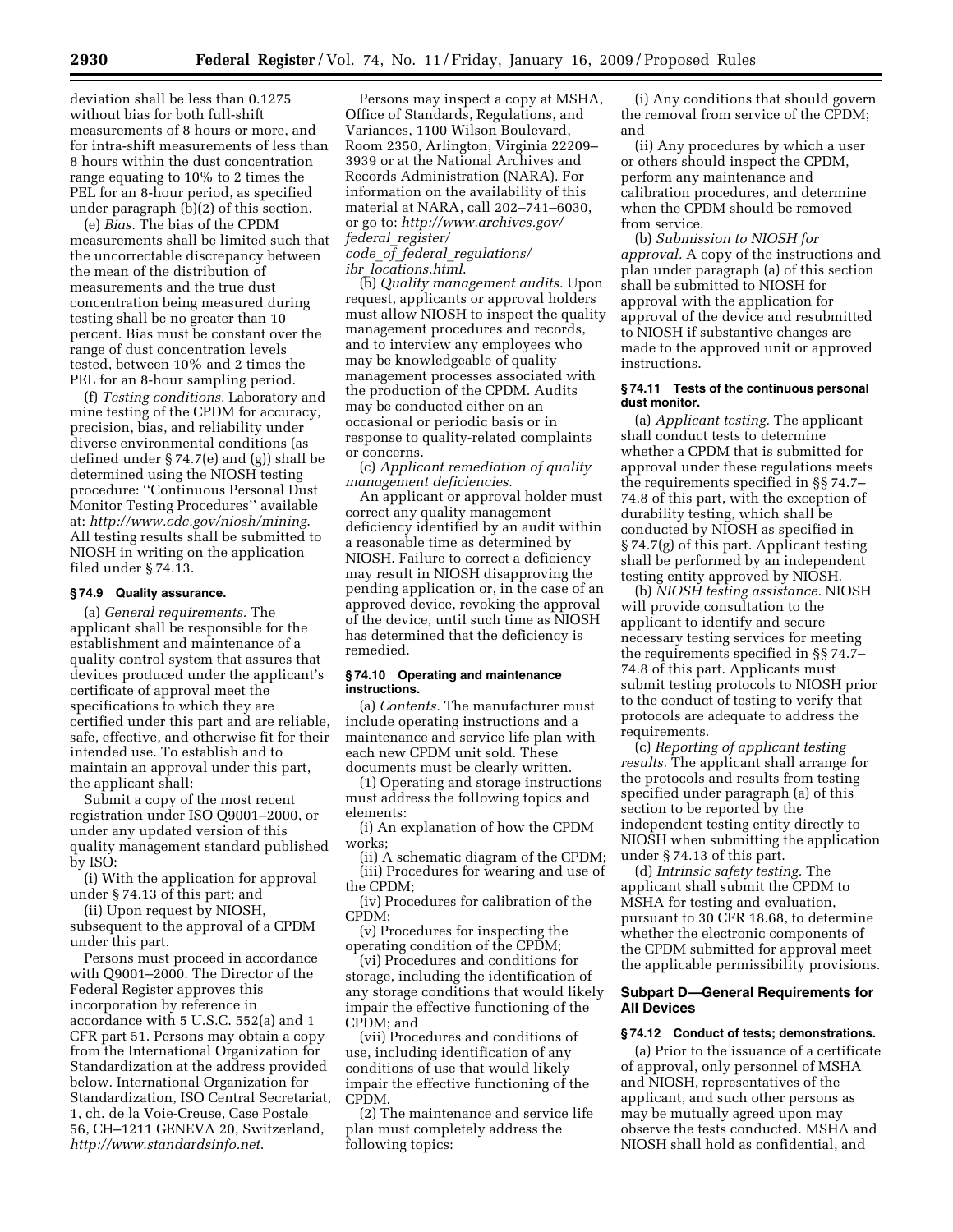deviation shall be less than 0.1275 without bias for both full-shift measurements of 8 hours or more, and for intra-shift measurements of less than 8 hours within the dust concentration range equating to 10% to 2 times the PEL for an 8-hour period, as specified under paragraph (b)(2) of this section.

(e) *Bias.* The bias of the CPDM measurements shall be limited such that the uncorrectable discrepancy between the mean of the distribution of measurements and the true dust concentration being measured during testing shall be no greater than 10 percent. Bias must be constant over the range of dust concentration levels tested, between 10% and 2 times the PEL for an 8-hour sampling period.

(f) *Testing conditions.* Laboratory and mine testing of the CPDM for accuracy, precision, bias, and reliability under diverse environmental conditions (as defined under § 74.7(e) and (g)) shall be determined using the NIOSH testing procedure: ''Continuous Personal Dust Monitor Testing Procedures'' available at: *http://www.cdc.gov/niosh/mining.* All testing results shall be submitted to NIOSH in writing on the application filed under § 74.13.

#### § 74.9 Quality assurance.

(a) *General requirements.* The applicant shall be responsible for the establishment and maintenance of a quality control system that assures that devices produced under the applicant's certificate of approval meet the specifications to which they are certified under this part and are reliable, safe, effective, and otherwise fit for their intended use. To establish and to maintain an approval under this part, the applicant shall:

Submit a copy of the most recent registration under ISO Q9001–2000, or under any updated version of this quality management standard published by ISO:

(i) With the application for approval under § 74.13 of this part; and

(ii) Upon request by NIOSH, subsequent to the approval of a CPDM under this part.

Persons must proceed in accordance with Q9001–2000. The Director of the Federal Register approves this incorporation by reference in accordance with 5 U.S.C. 552(a) and 1 CFR part 51. Persons may obtain a copy from the International Organization for Standardization at the address provided below. International Organization for Standardization, ISO Central Secretariat, 1, ch. de la Voie-Creuse, Case Postale 56, CH–1211 GENEVA 20, Switzerland, *http://www.standardsinfo.net.*

Persons may inspect a copy at MSHA, Office of Standards, Regulations, and Variances, 1100 Wilson Boulevard, Room 2350, Arlington, Virginia 22209–3939 or at the National Archives and Records Administration (NARA). For information on the availability of this material at NARA, call 202–741–6030, or go to: *http://www.archives.gov/federal_register/code_of_federal_regulations/ibr_locations.html.*

(b) *Quality management audits.* Upon request, applicants or approval holders must allow NIOSH to inspect the quality management procedures and records, and to interview any employees who may be knowledgeable of quality management processes associated with the production of the CPDM. Audits may be conducted either on an occasional or periodic basis or in response to quality-related complaints or concerns.

(c) *Applicant remediation of quality management deficiencies.*

An applicant or approval holder must correct any quality management deficiency identified by an audit within a reasonable time as determined by NIOSH. Failure to correct a deficiency may result in NIOSH disapproving the pending application or, in the case of an approved device, revoking the approval of the device, until such time as NIOSH has determined that the deficiency is remedied.

#### § 74.10 Operating and maintenance instructions.

(a) *Contents.* The manufacturer must include operating instructions and a maintenance and service life plan with each new CPDM unit sold. These documents must be clearly written.

(1) Operating and storage instructions must address the following topics and elements:

(i) An explanation of how the CPDM works;

(ii) A schematic diagram of the CPDM;

(iii) Procedures for wearing and use of the CPDM;

(iv) Procedures for calibration of the CPDM;

(v) Procedures for inspecting the operating condition of the CPDM;

(vi) Procedures and conditions for storage, including the identification of any storage conditions that would likely impair the effective functioning of the CPDM; and

(vii) Procedures and conditions of use, including identification of any conditions of use that would likely impair the effective functioning of the CPDM.

(2) The maintenance and service life plan must completely address the following topics:

(i) Any conditions that should govern the removal from service of the CPDM; and

(ii) Any procedures by which a user or others should inspect the CPDM, perform any maintenance and calibration procedures, and determine when the CPDM should be removed from service.

(b) *Submission to NIOSH for approval.* A copy of the instructions and plan under paragraph (a) of this section shall be submitted to NIOSH for approval with the application for approval of the device and resubmitted to NIOSH if substantive changes are made to the approved unit or approved instructions.

#### § 74.11 Tests of the continuous personal dust monitor.

(a) *Applicant testing.* The applicant shall conduct tests to determine whether a CPDM that is submitted for approval under these regulations meets the requirements specified in §§ 74.7–74.8 of this part, with the exception of durability testing, which shall be conducted by NIOSH as specified in § 74.7(g) of this part. Applicant testing shall be performed by an independent testing entity approved by NIOSH.

(b) *NIOSH testing assistance.* NIOSH will provide consultation to the applicant to identify and secure necessary testing services for meeting the requirements specified in §§ 74.7–74.8 of this part. Applicants must submit testing protocols to NIOSH prior to the conduct of testing to verify that protocols are adequate to address the requirements.

(c) *Reporting of applicant testing results.* The applicant shall arrange for the protocols and results from testing specified under paragraph (a) of this section to be reported by the independent testing entity directly to NIOSH when submitting the application under § 74.13 of this part.

(d) *Intrinsic safety testing.* The applicant shall submit the CPDM to MSHA for testing and evaluation, pursuant to 30 CFR 18.68, to determine whether the electronic components of the CPDM submitted for approval meet the applicable permissibility provisions.

### Subpart D—General Requirements for All Devices

#### § 74.12 Conduct of tests; demonstrations.

(a) Prior to the issuance of a certificate of approval, only personnel of MSHA and NIOSH, representatives of the applicant, and such other persons as may be mutually agreed upon may observe the tests conducted. MSHA and NIOSH shall hold as confidential, and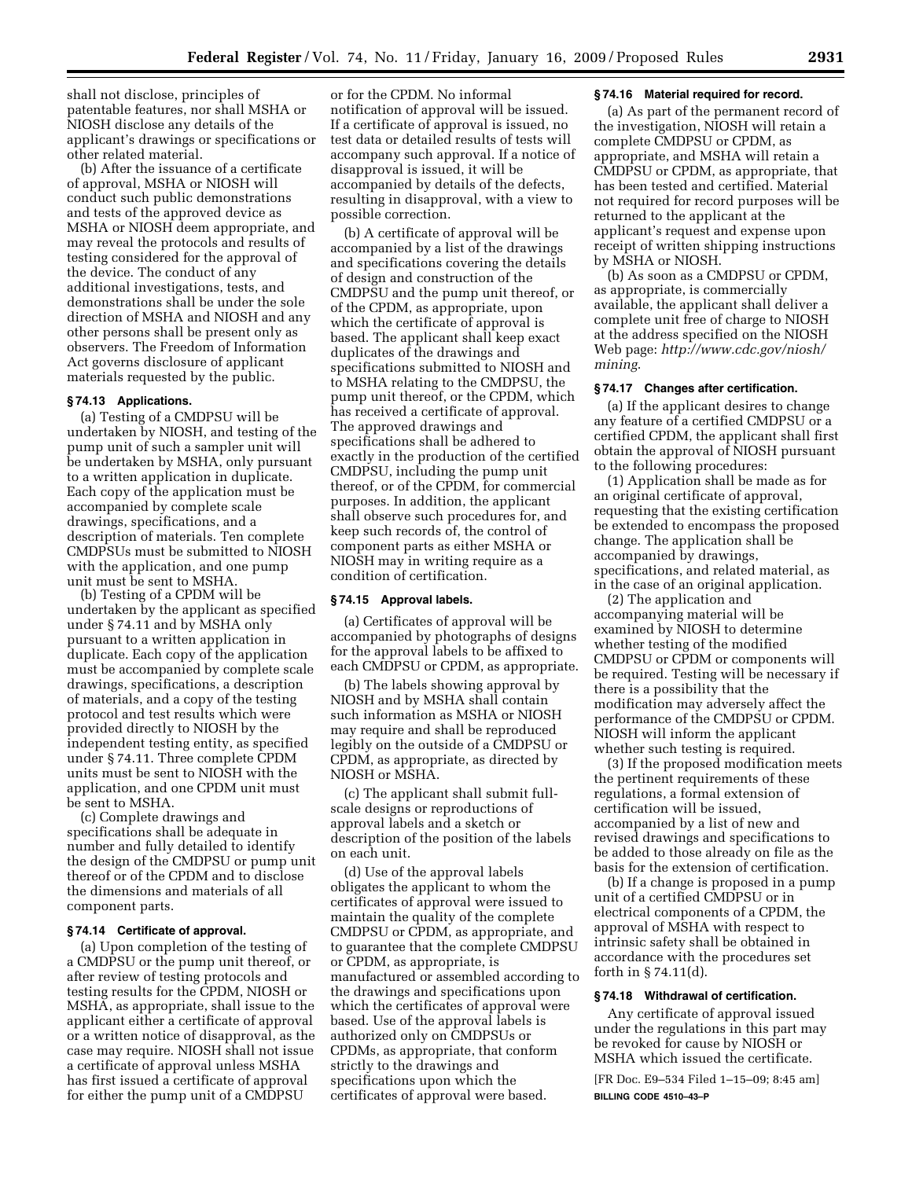shall not disclose, principles of patentable features, nor shall MSHA or NIOSH disclose any details of the applicant's drawings or specifications or other related material.

(b) After the issuance of a certificate of approval, MSHA or NIOSH will conduct such public demonstrations and tests of the approved device as MSHA or NIOSH deem appropriate, and may reveal the protocols and results of testing considered for the approval of the device. The conduct of any additional investigations, tests, and demonstrations shall be under the sole direction of MSHA and NIOSH and any other persons shall be present only as observers. The Freedom of Information Act governs disclosure of applicant materials requested by the public.

### § 74.13 Applications.

(a) Testing of a CMDPSU will be undertaken by NIOSH, and testing of the pump unit of such a sampler unit will be undertaken by MSHA, only pursuant to a written application in duplicate. Each copy of the application must be accompanied by complete scale drawings, specifications, and a description of materials. Ten complete CMDPSUs must be submitted to NIOSH with the application, and one pump unit must be sent to MSHA.

(b) Testing of a CPDM will be undertaken by the applicant as specified under § 74.11 and by MSHA only pursuant to a written application in duplicate. Each copy of the application must be accompanied by complete scale drawings, specifications, a description of materials, and a copy of the testing protocol and test results which were provided directly to NIOSH by the independent testing entity, as specified under § 74.11. Three complete CPDM units must be sent to NIOSH with the application, and one CPDM unit must be sent to MSHA.

(c) Complete drawings and specifications shall be adequate in number and fully detailed to identify the design of the CMDPSU or pump unit thereof or of the CPDM and to disclose the dimensions and materials of all component parts.

### § 74.14 Certificate of approval.

(a) Upon completion of the testing of a CMDPSU or the pump unit thereof, or after review of testing protocols and testing results for the CPDM, NIOSH or MSHA, as appropriate, shall issue to the applicant either a certificate of approval or a written notice of disapproval, as the case may require. NIOSH shall not issue a certificate of approval unless MSHA has first issued a certificate of approval for either the pump unit of a CMDPSU or for the CPDM. No informal notification of approval will be issued. If a certificate of approval is issued, no test data or detailed results of tests will accompany such approval. If a notice of disapproval is issued, it will be accompanied by details of the defects, resulting in disapproval, with a view to possible correction.

(b) A certificate of approval will be accompanied by a list of the drawings and specifications covering the details of design and construction of the CMDPSU and the pump unit thereof, or of the CPDM, as appropriate, upon which the certificate of approval is based. The applicant shall keep exact duplicates of the drawings and specifications submitted to NIOSH and to MSHA relating to the CMDPSU, the pump unit thereof, or the CPDM, which has received a certificate of approval. The approved drawings and specifications shall be adhered to exactly in the production of the certified CMDPSU, including the pump unit thereof, or of the CPDM, for commercial purposes. In addition, the applicant shall observe such procedures for, and keep such records of, the control of component parts as either MSHA or NIOSH may in writing require as a condition of certification.

### § 74.15 Approval labels.

(a) Certificates of approval will be accompanied by photographs of designs for the approval labels to be affixed to each CMDPSU or CPDM, as appropriate.

(b) The labels showing approval by NIOSH and by MSHA shall contain such information as MSHA or NIOSH may require and shall be reproduced legibly on the outside of a CMDPSU or CPDM, as appropriate, as directed by NIOSH or MSHA.

(c) The applicant shall submit full-scale designs or reproductions of approval labels and a sketch or description of the position of the labels on each unit.

(d) Use of the approval labels obligates the applicant to whom the certificates of approval were issued to maintain the quality of the complete CMDPSU or CPDM, as appropriate, and to guarantee that the complete CMDPSU or CPDM, as appropriate, is manufactured or assembled according to the drawings and specifications upon which the certificates of approval were based. Use of the approval labels is authorized only on CMDPSUs or CPDMs, as appropriate, that conform strictly to the drawings and specifications upon which the certificates of approval were based.

### § 74.16 Material required for record.

(a) As part of the permanent record of the investigation, NIOSH will retain a complete CMDPSU or CPDM, as appropriate, and MSHA will retain a CMDPSU or CPDM, as appropriate, that has been tested and certified. Material not required for record purposes will be returned to the applicant at the applicant's request and expense upon receipt of written shipping instructions by MSHA or NIOSH.

(b) As soon as a CMDPSU or CPDM, as appropriate, is commercially available, the applicant shall deliver a complete unit free of charge to NIOSH at the address specified on the NIOSH Web page: *http://www.cdc.gov/niosh/mining*.

### § 74.17 Changes after certification.

(a) If the applicant desires to change any feature of a certified CMDPSU or a certified CPDM, the applicant shall first obtain the approval of NIOSH pursuant to the following procedures:

(1) Application shall be made as for an original certificate of approval, requesting that the existing certification be extended to encompass the proposed change. The application shall be accompanied by drawings, specifications, and related material, as in the case of an original application.

(2) The application and accompanying material will be examined by NIOSH to determine whether testing of the modified CMDPSU or CPDM or components will be required. Testing will be necessary if there is a possibility that the modification may adversely affect the performance of the CMDPSU or CPDM. NIOSH will inform the applicant whether such testing is required.

(3) If the proposed modification meets the pertinent requirements of these regulations, a formal extension of certification will be issued, accompanied by a list of new and revised drawings and specifications to be added to those already on file as the basis for the extension of certification.

(b) If a change is proposed in a pump unit of a certified CMDPSU or in electrical components of a CPDM, the approval of MSHA with respect to intrinsic safety shall be obtained in accordance with the procedures set forth in § 74.11(d).

### § 74.18 Withdrawal of certification.

Any certificate of approval issued under the regulations in this part may be revoked for cause by NIOSH or MSHA which issued the certificate.

[FR Doc. E9–534 Filed 1–15–09; 8:45 am]

**BILLING CODE 4510–43–P**